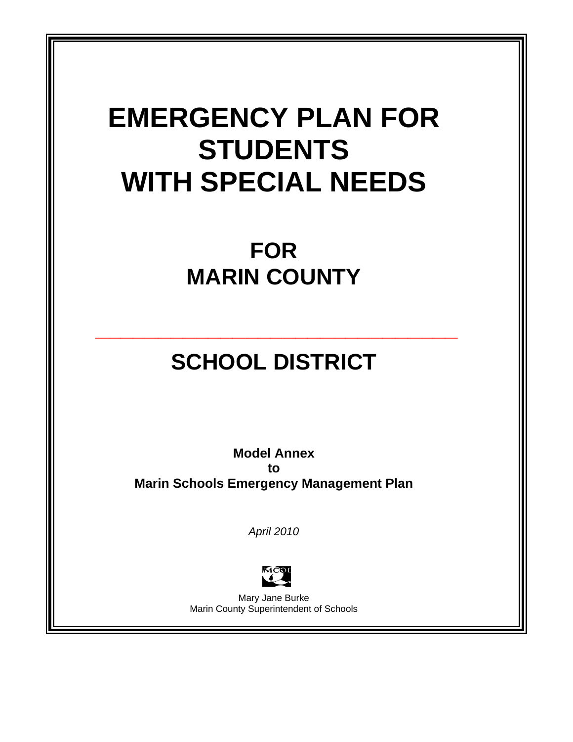# EMERGENCY PLAN FOR STUDENTS WITH SPECIAL NEEDS

## FOR MARIN COUNTY

\_\_\_\_\_\_\_\_\_\_\_\_\_\_\_\_\_\_\_\_\_\_\_\_\_\_\_\_\_\_\_\_\_\_\_\_\_\_\_\_

## SCHOOL DISTRICT

**Model Annex**
**to**
**Marin Schools Emergency Management Plan**

*April 2010*

Mary Jane Burke
Marin County Superintendent of Schools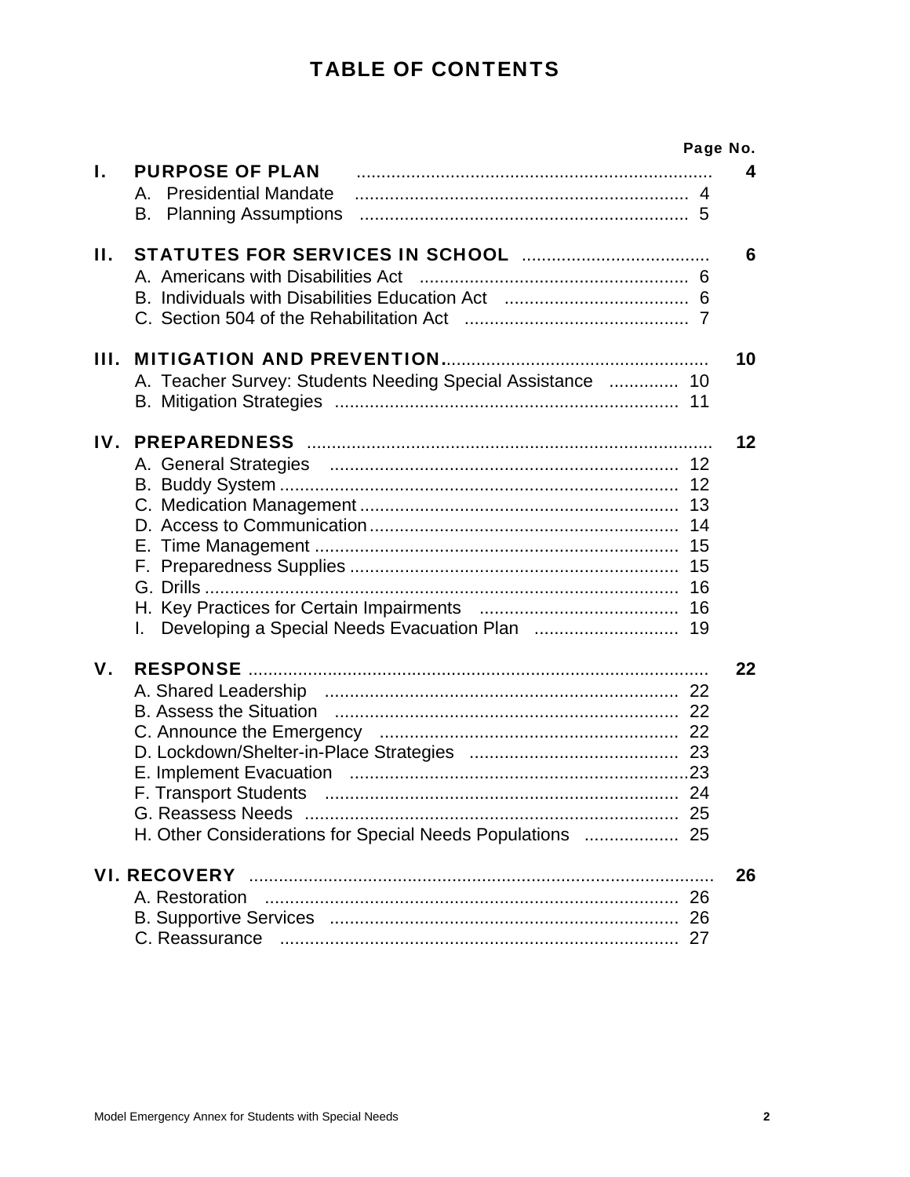# TABLE OF CONTENTS

| | | Page No. |
|---|---|---|
| **I.** | **PURPOSE OF PLAN** | **4** |
| | A. Presidential Mandate | 4 |
| | B. Planning Assumptions | 5 |
| **II.** | **STATUTES FOR SERVICES IN SCHOOL** | **6** |
| | A. Americans with Disabilities Act | 6 |
| | B. Individuals with Disabilities Education Act | 6 |
| | C. Section 504 of the Rehabilitation Act | 7 |
| **III.** | **MITIGATION AND PREVENTION** | **10** |
| | A. Teacher Survey: Students Needing Special Assistance | 10 |
| | B. Mitigation Strategies | 11 |
| **IV.** | **PREPAREDNESS** | **12** |
| | A. General Strategies | 12 |
| | B. Buddy System | 12 |
| | C. Medication Management | 13 |
| | D. Access to Communication | 14 |
| | E. Time Management | 15 |
| | F. Preparedness Supplies | 15 |
| | G. Drills | 16 |
| | H. Key Practices for Certain Impairments | 16 |
| | I. Developing a Special Needs Evacuation Plan | 19 |
| **V.** | **RESPONSE** | **22** |
| | A. Shared Leadership | 22 |
| | B. Assess the Situation | 22 |
| | C. Announce the Emergency | 22 |
| | D. Lockdown/Shelter-in-Place Strategies | 23 |
| | E. Implement Evacuation | 23 |
| | F. Transport Students | 24 |
| | G. Reassess Needs | 25 |
| | H. Other Considerations for Special Needs Populations | 25 |
| **VI.** | **RECOVERY** | **26** |
| | A. Restoration | 26 |
| | B. Supportive Services | 26 |
| | C. Reassurance | 27 |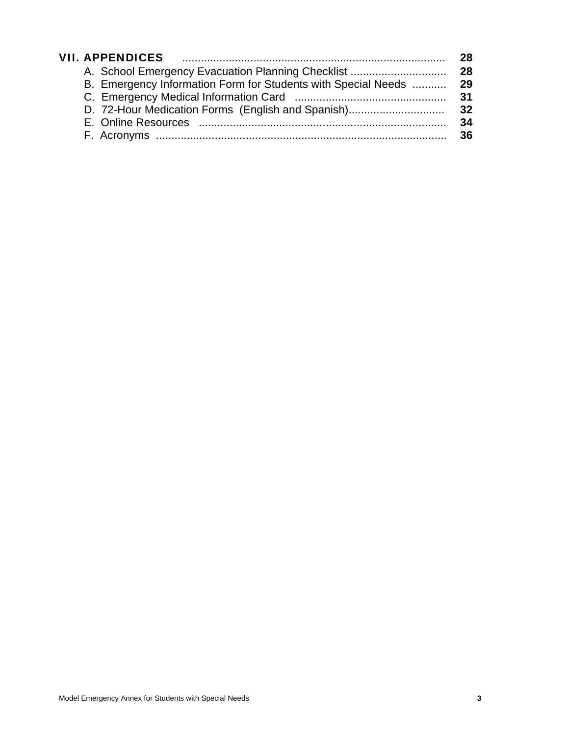**VII. APPENDICES** .................................................................................... **28**

- A. School Emergency Evacuation Planning Checklist ............................... **28**
- B. Emergency Information Form for Students with Special Needs ........... **29**
- C. Emergency Medical Information Card ................................................ **31**
- D. 72-Hour Medication Forms (English and Spanish)............................... **32**
- E. Online Resources ............................................................................... **34**
- F. Acronyms ............................................................................................ **36**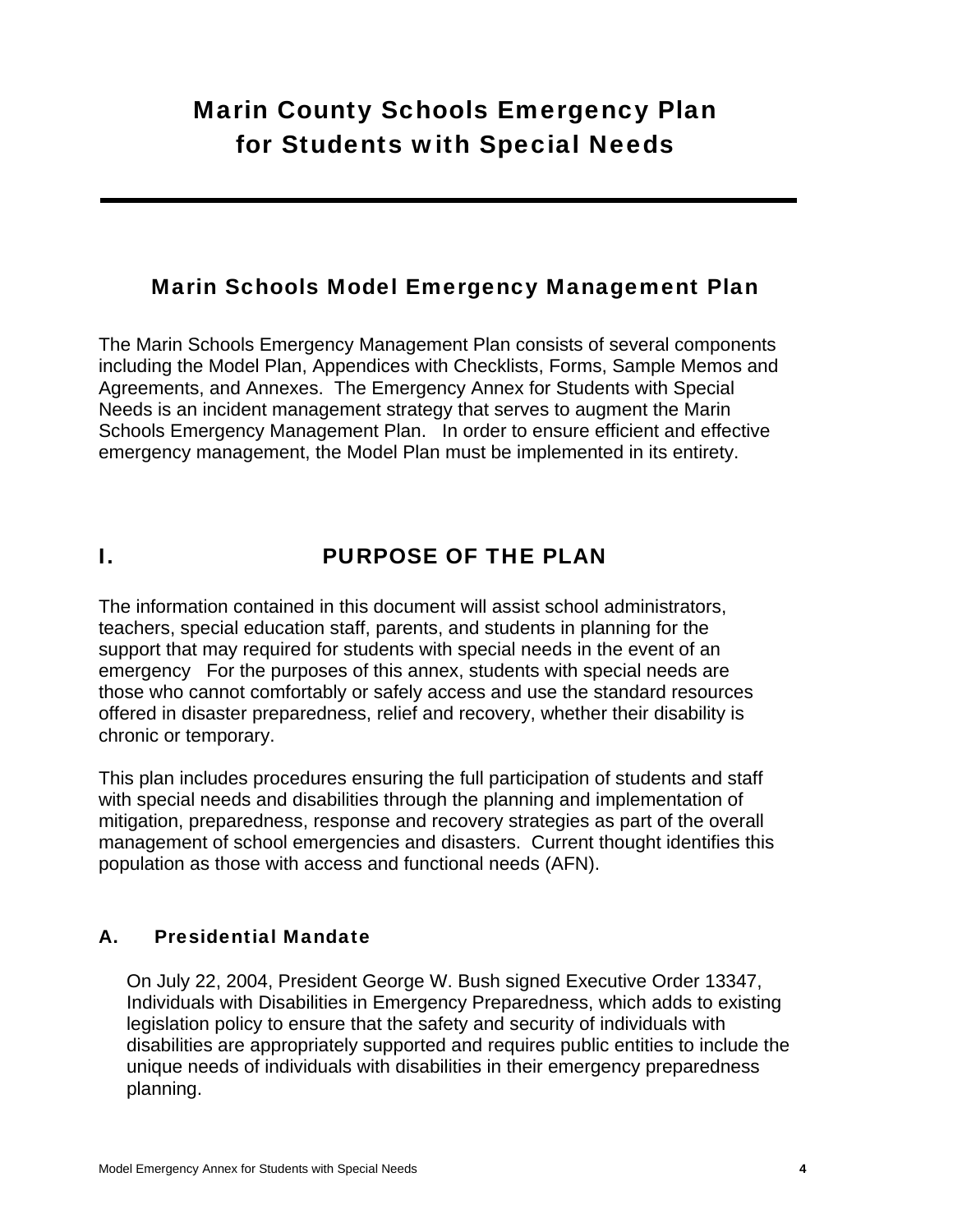# Marin County Schools Emergency Plan for Students with Special Needs

---

## Marin Schools Model Emergency Management Plan

The Marin Schools Emergency Management Plan consists of several components including the Model Plan, Appendices with Checklists, Forms, Sample Memos and Agreements, and Annexes. The Emergency Annex for Students with Special Needs is an incident management strategy that serves to augment the Marin Schools Emergency Management Plan. In order to ensure efficient and effective emergency management, the Model Plan must be implemented in its entirety.

## I. PURPOSE OF THE PLAN

The information contained in this document will assist school administrators, teachers, special education staff, parents, and students in planning for the support that may required for students with special needs in the event of an emergency For the purposes of this annex, students with special needs are those who cannot comfortably or safely access and use the standard resources offered in disaster preparedness, relief and recovery, whether their disability is chronic or temporary.

This plan includes procedures ensuring the full participation of students and staff with special needs and disabilities through the planning and implementation of mitigation, preparedness, response and recovery strategies as part of the overall management of school emergencies and disasters. Current thought identifies this population as those with access and functional needs (AFN).

### A. Presidential Mandate

On July 22, 2004, President George W. Bush signed Executive Order 13347, Individuals with Disabilities in Emergency Preparedness, which adds to existing legislation policy to ensure that the safety and security of individuals with disabilities are appropriately supported and requires public entities to include the unique needs of individuals with disabilities in their emergency preparedness planning.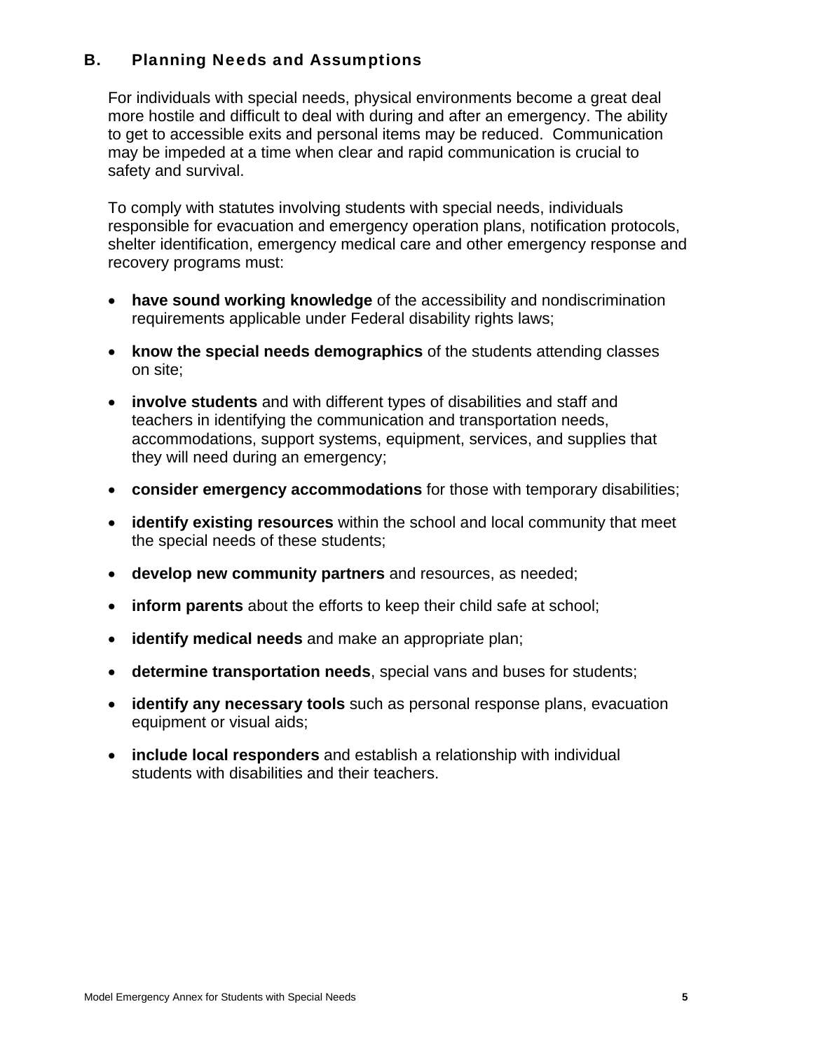## B. Planning Needs and Assumptions

For individuals with special needs, physical environments become a great deal more hostile and difficult to deal with during and after an emergency. The ability to get to accessible exits and personal items may be reduced. Communication may be impeded at a time when clear and rapid communication is crucial to safety and survival.

To comply with statutes involving students with special needs, individuals responsible for evacuation and emergency operation plans, notification protocols, shelter identification, emergency medical care and other emergency response and recovery programs must:

- **have sound working knowledge** of the accessibility and nondiscrimination requirements applicable under Federal disability rights laws;
- **know the special needs demographics** of the students attending classes on site;
- **involve students** and with different types of disabilities and staff and teachers in identifying the communication and transportation needs, accommodations, support systems, equipment, services, and supplies that they will need during an emergency;
- **consider emergency accommodations** for those with temporary disabilities;
- **identify existing resources** within the school and local community that meet the special needs of these students;
- **develop new community partners** and resources, as needed;
- **inform parents** about the efforts to keep their child safe at school;
- **identify medical needs** and make an appropriate plan;
- **determine transportation needs**, special vans and buses for students;
- **identify any necessary tools** such as personal response plans, evacuation equipment or visual aids;
- **include local responders** and establish a relationship with individual students with disabilities and their teachers.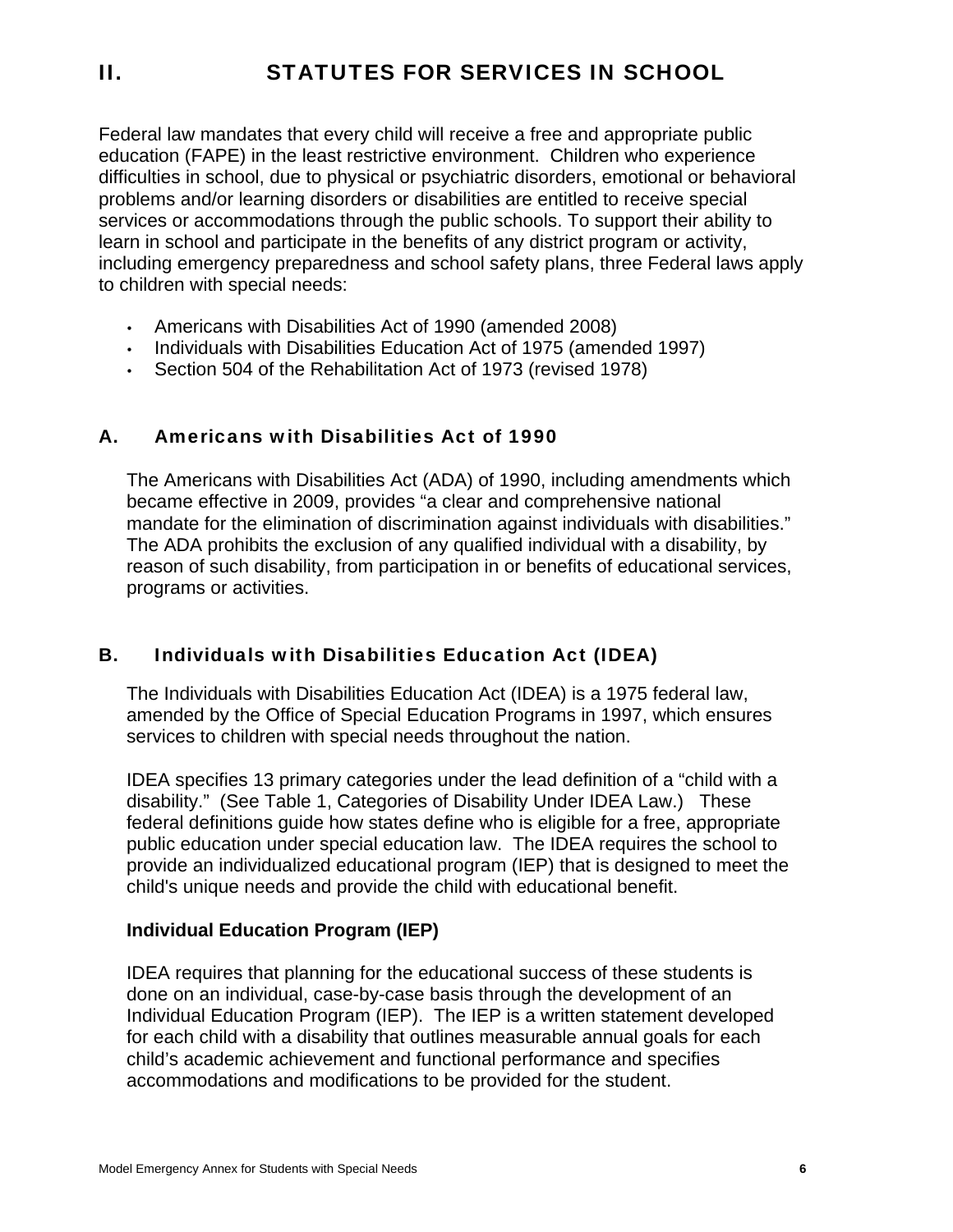# II. STATUTES FOR SERVICES IN SCHOOL

Federal law mandates that every child will receive a free and appropriate public education (FAPE) in the least restrictive environment. Children who experience difficulties in school, due to physical or psychiatric disorders, emotional or behavioral problems and/or learning disorders or disabilities are entitled to receive special services or accommodations through the public schools. To support their ability to learn in school and participate in the benefits of any district program or activity, including emergency preparedness and school safety plans, three Federal laws apply to children with special needs:

- Americans with Disabilities Act of 1990 (amended 2008)
- Individuals with Disabilities Education Act of 1975 (amended 1997)
- Section 504 of the Rehabilitation Act of 1973 (revised 1978)

## A. Americans with Disabilities Act of 1990

The Americans with Disabilities Act (ADA) of 1990, including amendments which became effective in 2009, provides "a clear and comprehensive national mandate for the elimination of discrimination against individuals with disabilities." The ADA prohibits the exclusion of any qualified individual with a disability, by reason of such disability, from participation in or benefits of educational services, programs or activities.

## B. Individuals with Disabilities Education Act (IDEA)

The Individuals with Disabilities Education Act (IDEA) is a 1975 federal law, amended by the Office of Special Education Programs in 1997, which ensures services to children with special needs throughout the nation.

IDEA specifies 13 primary categories under the lead definition of a "child with a disability." (See Table 1, Categories of Disability Under IDEA Law.) These federal definitions guide how states define who is eligible for a free, appropriate public education under special education law. The IDEA requires the school to provide an individualized educational program (IEP) that is designed to meet the child's unique needs and provide the child with educational benefit.

### Individual Education Program (IEP)

IDEA requires that planning for the educational success of these students is done on an individual, case-by-case basis through the development of an Individual Education Program (IEP). The IEP is a written statement developed for each child with a disability that outlines measurable annual goals for each child's academic achievement and functional performance and specifies accommodations and modifications to be provided for the student.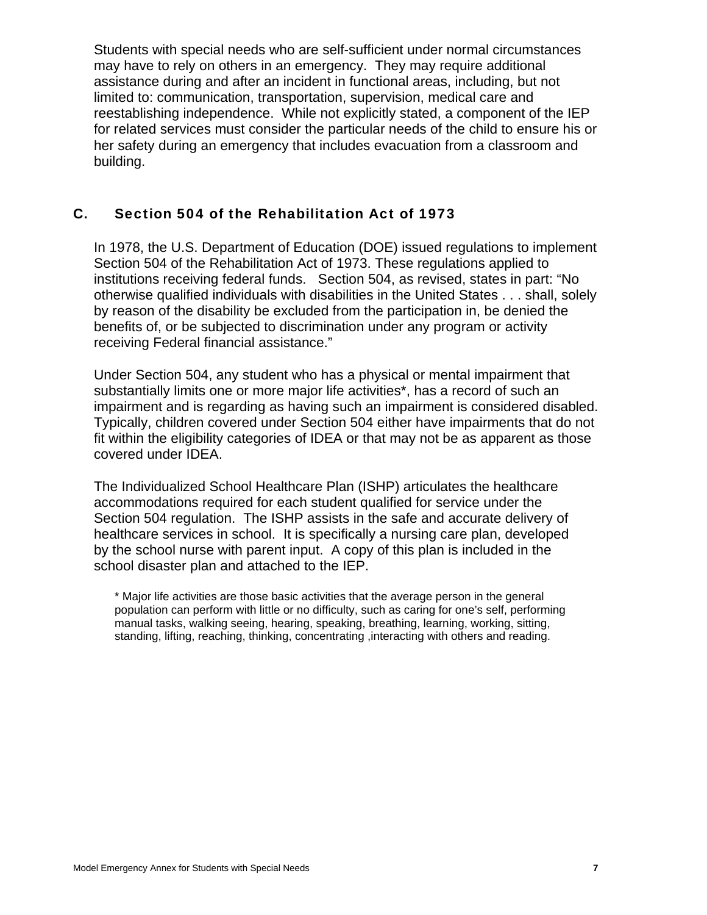Students with special needs who are self-sufficient under normal circumstances may have to rely on others in an emergency. They may require additional assistance during and after an incident in functional areas, including, but not limited to: communication, transportation, supervision, medical care and reestablishing independence. While not explicitly stated, a component of the IEP for related services must consider the particular needs of the child to ensure his or her safety during an emergency that includes evacuation from a classroom and building.

## C. Section 504 of the Rehabilitation Act of 1973

In 1978, the U.S. Department of Education (DOE) issued regulations to implement Section 504 of the Rehabilitation Act of 1973. These regulations applied to institutions receiving federal funds. Section 504, as revised, states in part: "No otherwise qualified individuals with disabilities in the United States . . . shall, solely by reason of the disability be excluded from the participation in, be denied the benefits of, or be subjected to discrimination under any program or activity receiving Federal financial assistance."

Under Section 504, any student who has a physical or mental impairment that substantially limits one or more major life activities*, has a record of such an impairment and is regarding as having such an impairment is considered disabled. Typically, children covered under Section 504 either have impairments that do not fit within the eligibility categories of IDEA or that may not be as apparent as those covered under IDEA.

The Individualized School Healthcare Plan (ISHP) articulates the healthcare accommodations required for each student qualified for service under the Section 504 regulation. The ISHP assists in the safe and accurate delivery of healthcare services in school. It is specifically a nursing care plan, developed by the school nurse with parent input. A copy of this plan is included in the school disaster plan and attached to the IEP.

* Major life activities are those basic activities that the average person in the general population can perform with little or no difficulty, such as caring for one's self, performing manual tasks, walking seeing, hearing, speaking, breathing, learning, working, sitting, standing, lifting, reaching, thinking, concentrating ,interacting with others and reading.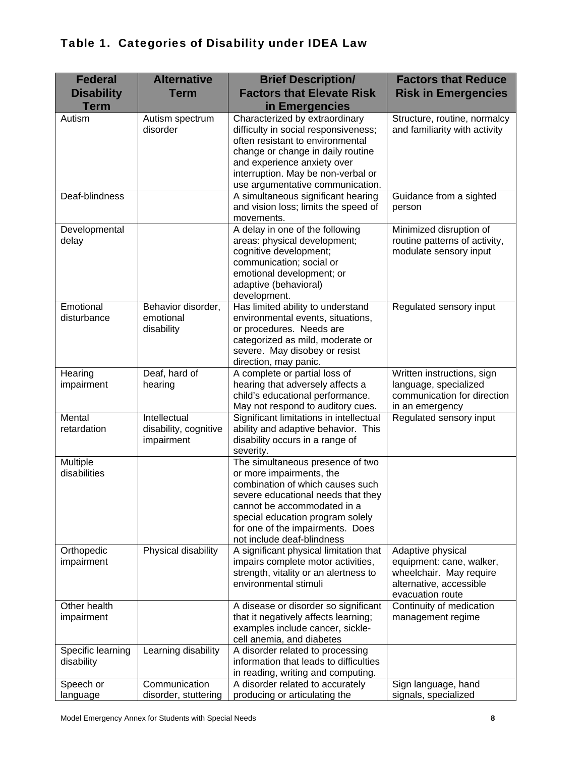## Table 1. Categories of Disability under IDEA Law

| Federal Disability Term | Alternative Term | Brief Description/ Factors that Elevate Risk in Emergencies | Factors that Reduce Risk in Emergencies |
|---|---|---|---|
| Autism | Autism spectrum disorder | Characterized by extraordinary difficulty in social responsiveness; often resistant to environmental change or change in daily routine and experience anxiety over interruption. May be non-verbal or use argumentative communication. | Structure, routine, normalcy and familiarity with activity |
| Deaf-blindness | | A simultaneous significant hearing and vision loss; limits the speed of movements. | Guidance from a sighted person |
| Developmental delay | | A delay in one of the following areas: physical development; cognitive development; communication; social or emotional development; or adaptive (behavioral) development. | Minimized disruption of routine patterns of activity, modulate sensory input |
| Emotional disturbance | Behavior disorder, emotional disability | Has limited ability to understand environmental events, situations, or procedures. Needs are categorized as mild, moderate or severe. May disobey or resist direction, may panic. | Regulated sensory input |
| Hearing impairment | Deaf, hard of hearing | A complete or partial loss of hearing that adversely affects a child's educational performance. May not respond to auditory cues. | Written instructions, sign language, specialized communication for direction in an emergency |
| Mental retardation | Intellectual disability, cognitive impairment | Significant limitations in intellectual ability and adaptive behavior. This disability occurs in a range of severity. | Regulated sensory input |
| Multiple disabilities | | The simultaneous presence of two or more impairments, the combination of which causes such severe educational needs that they cannot be accommodated in a special education program solely for one of the impairments. Does not include deaf-blindness | |
| Orthopedic impairment | Physical disability | A significant physical limitation that impairs complete motor activities, strength, vitality or an alertness to environmental stimuli | Adaptive physical equipment: cane, walker, wheelchair. May require alternative, accessible evacuation route |
| Other health impairment | | A disease or disorder so significant that it negatively affects learning; examples include cancer, sickle-cell anemia, and diabetes | Continuity of medication management regime |
| Specific learning disability | Learning disability | A disorder related to processing information that leads to difficulties in reading, writing and computing. | |
| Speech or language | Communication disorder, stuttering | A disorder related to accurately producing or articulating the | Sign language, hand signals, specialized |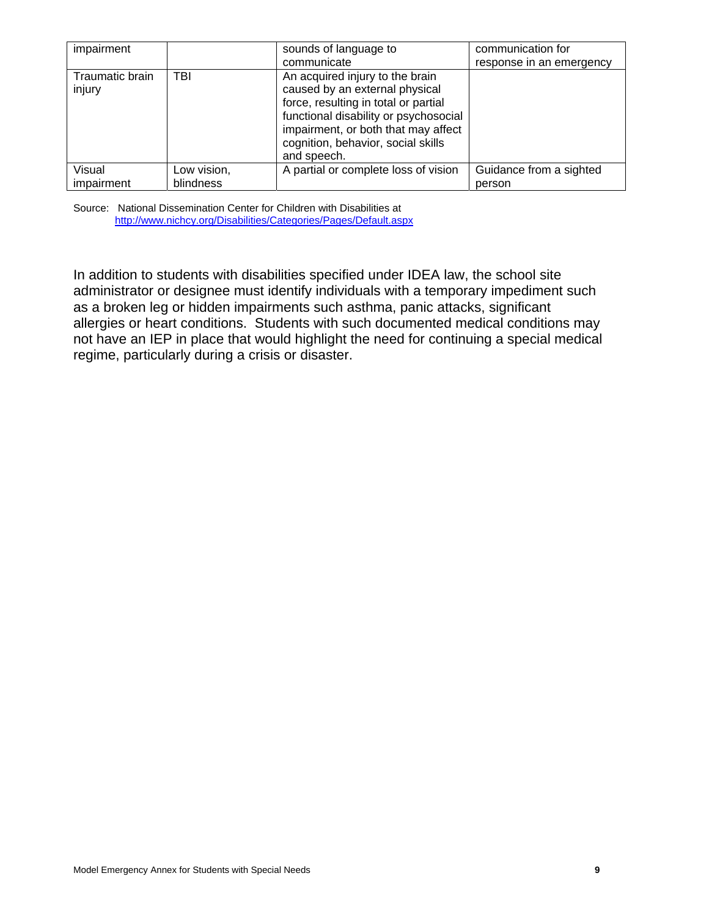| impairment | | sounds of language to communicate | communication for response in an emergency |
|---|---|---|---|
| Traumatic brain injury | TBI | An acquired injury to the brain caused by an external physical force, resulting in total or partial functional disability or psychosocial impairment, or both that may affect cognition, behavior, social skills and speech. | |
| Visual impairment | Low vision, blindness | A partial or complete loss of vision | Guidance from a sighted person |

Source: National Dissemination Center for Children with Disabilities at http://www.nichcy.org/Disabilities/Categories/Pages/Default.aspx

In addition to students with disabilities specified under IDEA law, the school site administrator or designee must identify individuals with a temporary impediment such as a broken leg or hidden impairments such asthma, panic attacks, significant allergies or heart conditions. Students with such documented medical conditions may not have an IEP in place that would highlight the need for continuing a special medical regime, particularly during a crisis or disaster.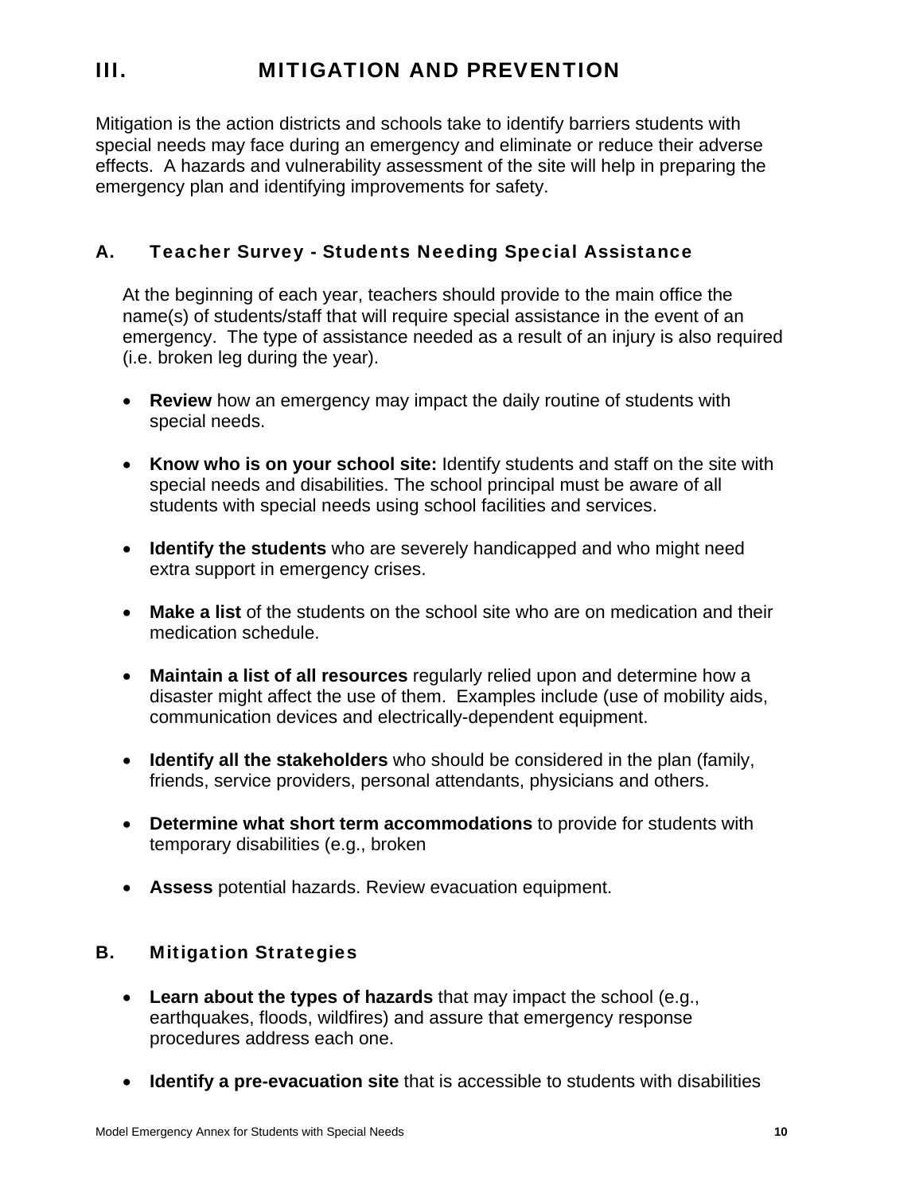## III. MITIGATION AND PREVENTION

Mitigation is the action districts and schools take to identify barriers students with special needs may face during an emergency and eliminate or reduce their adverse effects. A hazards and vulnerability assessment of the site will help in preparing the emergency plan and identifying improvements for safety.

### A. Teacher Survey - Students Needing Special Assistance

At the beginning of each year, teachers should provide to the main office the name(s) of students/staff that will require special assistance in the event of an emergency. The type of assistance needed as a result of an injury is also required (i.e. broken leg during the year).

- **Review** how an emergency may impact the daily routine of students with special needs.
- **Know who is on your school site:** Identify students and staff on the site with special needs and disabilities. The school principal must be aware of all students with special needs using school facilities and services.
- **Identify the students** who are severely handicapped and who might need extra support in emergency crises.
- **Make a list** of the students on the school site who are on medication and their medication schedule.
- **Maintain a list of all resources** regularly relied upon and determine how a disaster might affect the use of them. Examples include (use of mobility aids, communication devices and electrically-dependent equipment.
- **Identify all the stakeholders** who should be considered in the plan (family, friends, service providers, personal attendants, physicians and others.
- **Determine what short term accommodations** to provide for students with temporary disabilities (e.g., broken
- **Assess** potential hazards. Review evacuation equipment.

### B. Mitigation Strategies

- **Learn about the types of hazards** that may impact the school (e.g., earthquakes, floods, wildfires) and assure that emergency response procedures address each one.
- **Identify a pre-evacuation site** that is accessible to students with disabilities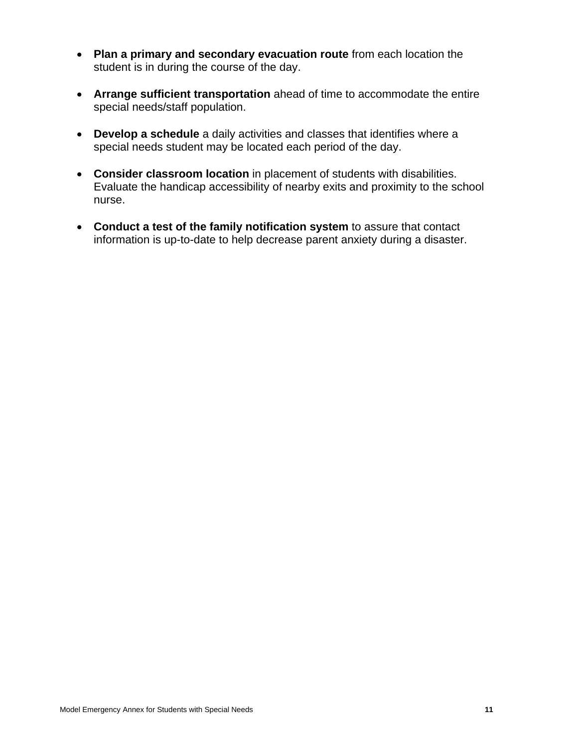- **Plan a primary and secondary evacuation route** from each location the student is in during the course of the day.

- **Arrange sufficient transportation** ahead of time to accommodate the entire special needs/staff population.

- **Develop a schedule** a daily activities and classes that identifies where a special needs student may be located each period of the day.

- **Consider classroom location** in placement of students with disabilities. Evaluate the handicap accessibility of nearby exits and proximity to the school nurse.

- **Conduct a test of the family notification system** to assure that contact information is up-to-date to help decrease parent anxiety during a disaster.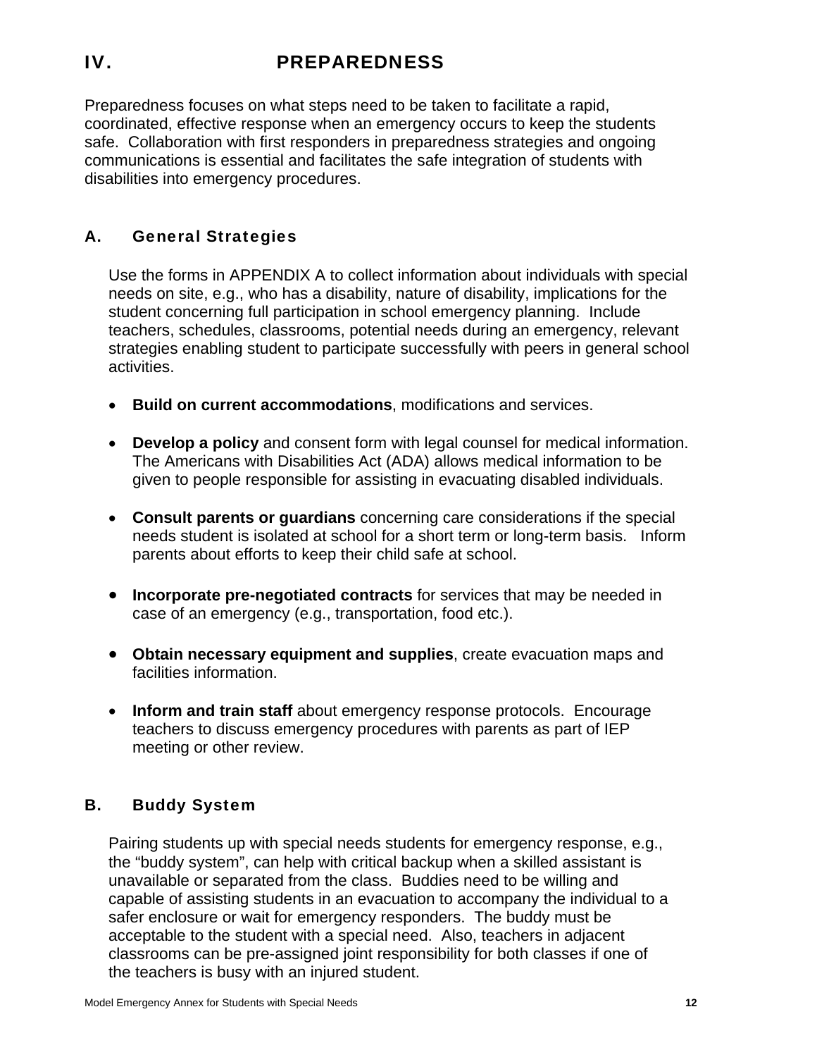# IV. PREPAREDNESS

Preparedness focuses on what steps need to be taken to facilitate a rapid, coordinated, effective response when an emergency occurs to keep the students safe. Collaboration with first responders in preparedness strategies and ongoing communications is essential and facilitates the safe integration of students with disabilities into emergency procedures.

## A. General Strategies

Use the forms in APPENDIX A to collect information about individuals with special needs on site, e.g., who has a disability, nature of disability, implications for the student concerning full participation in school emergency planning. Include teachers, schedules, classrooms, potential needs during an emergency, relevant strategies enabling student to participate successfully with peers in general school activities.

- **Build on current accommodations**, modifications and services.
- **Develop a policy** and consent form with legal counsel for medical information. The Americans with Disabilities Act (ADA) allows medical information to be given to people responsible for assisting in evacuating disabled individuals.
- **Consult parents or guardians** concerning care considerations if the special needs student is isolated at school for a short term or long-term basis. Inform parents about efforts to keep their child safe at school.
- **Incorporate pre-negotiated contracts** for services that may be needed in case of an emergency (e.g., transportation, food etc.).
- **Obtain necessary equipment and supplies**, create evacuation maps and facilities information.
- **Inform and train staff** about emergency response protocols. Encourage teachers to discuss emergency procedures with parents as part of IEP meeting or other review.

## B. Buddy System

Pairing students up with special needs students for emergency response, e.g., the "buddy system", can help with critical backup when a skilled assistant is unavailable or separated from the class. Buddies need to be willing and capable of assisting students in an evacuation to accompany the individual to a safer enclosure or wait for emergency responders. The buddy must be acceptable to the student with a special need. Also, teachers in adjacent classrooms can be pre-assigned joint responsibility for both classes if one of the teachers is busy with an injured student.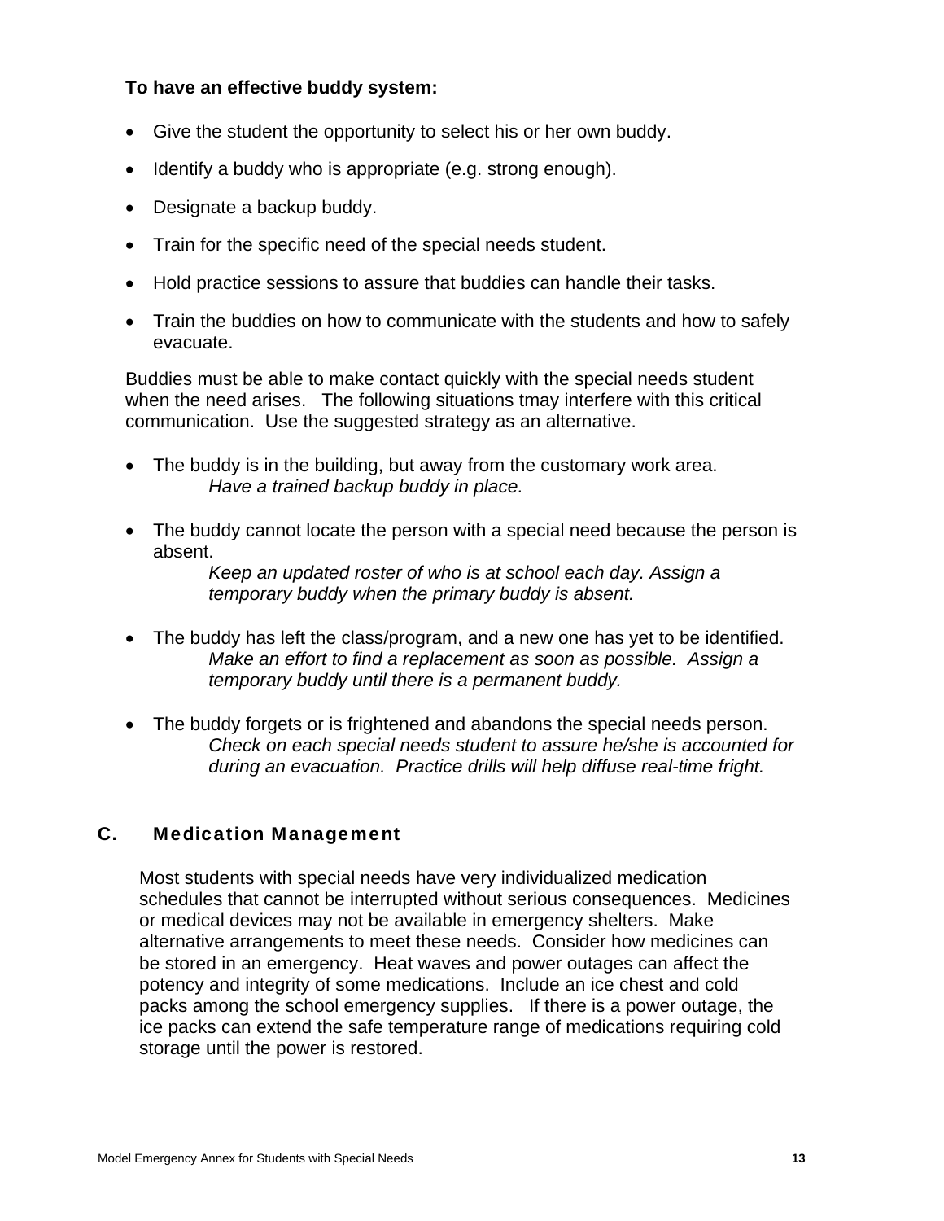**To have an effective buddy system:**

- Give the student the opportunity to select his or her own buddy.
- Identify a buddy who is appropriate (e.g. strong enough).
- Designate a backup buddy.
- Train for the specific need of the special needs student.
- Hold practice sessions to assure that buddies can handle their tasks.
- Train the buddies on how to communicate with the students and how to safely evacuate.

Buddies must be able to make contact quickly with the special needs student when the need arises. The following situations tmay interfere with this critical communication. Use the suggested strategy as an alternative.

- The buddy is in the building, but away from the customary work area.
  *Have a trained backup buddy in place.*

- The buddy cannot locate the person with a special need because the person is absent.
  *Keep an updated roster of who is at school each day. Assign a temporary buddy when the primary buddy is absent.*

- The buddy has left the class/program, and a new one has yet to be identified.
  *Make an effort to find a replacement as soon as possible. Assign a temporary buddy until there is a permanent buddy.*

- The buddy forgets or is frightened and abandons the special needs person.
  *Check on each special needs student to assure he/she is accounted for during an evacuation. Practice drills will help diffuse real-time fright.*

## C. Medication Management

Most students with special needs have very individualized medication schedules that cannot be interrupted without serious consequences. Medicines or medical devices may not be available in emergency shelters. Make alternative arrangements to meet these needs. Consider how medicines can be stored in an emergency. Heat waves and power outages can affect the potency and integrity of some medications. Include an ice chest and cold packs among the school emergency supplies. If there is a power outage, the ice packs can extend the safe temperature range of medications requiring cold storage until the power is restored.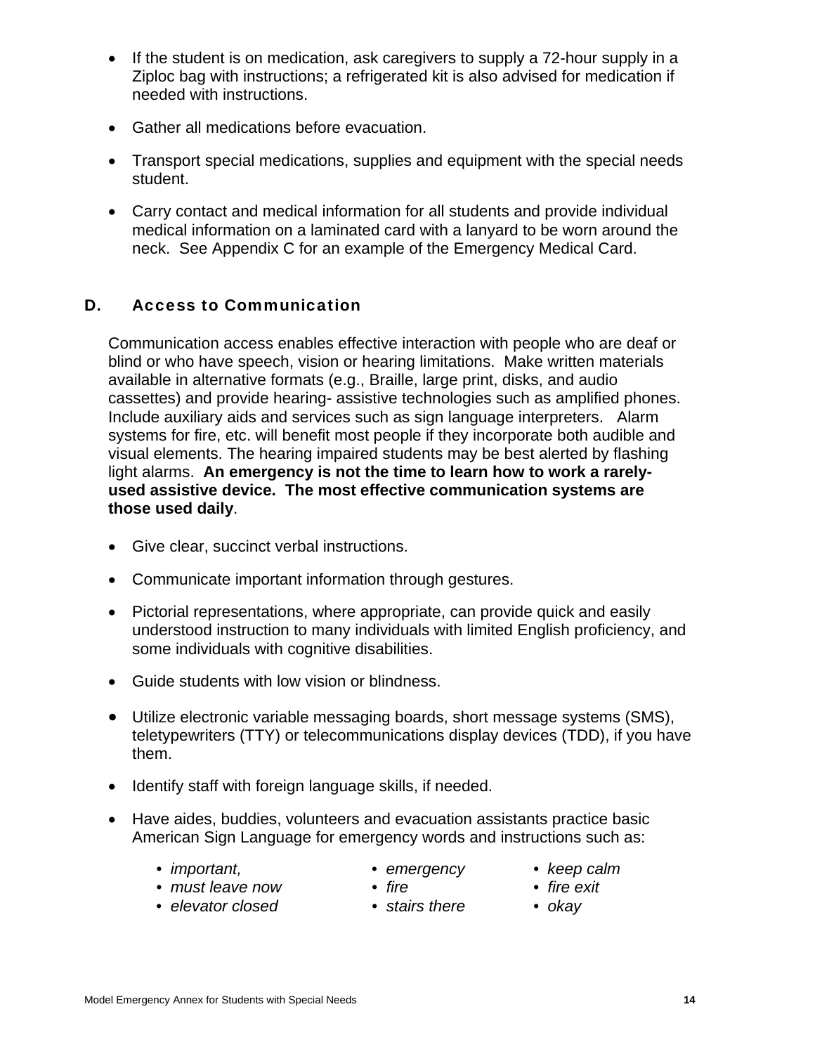- If the student is on medication, ask caregivers to supply a 72-hour supply in a Ziploc bag with instructions; a refrigerated kit is also advised for medication if needed with instructions.
- Gather all medications before evacuation.
- Transport special medications, supplies and equipment with the special needs student.
- Carry contact and medical information for all students and provide individual medical information on a laminated card with a lanyard to be worn around the neck. See Appendix C for an example of the Emergency Medical Card.

## D. Access to Communication

Communication access enables effective interaction with people who are deaf or blind or who have speech, vision or hearing limitations. Make written materials available in alternative formats (e.g., Braille, large print, disks, and audio cassettes) and provide hearing- assistive technologies such as amplified phones. Include auxiliary aids and services such as sign language interpreters. Alarm systems for fire, etc. will benefit most people if they incorporate both audible and visual elements. The hearing impaired students may be best alerted by flashing light alarms. **An emergency is not the time to learn how to work a rarely-used assistive device. The most effective communication systems are those used daily**.

- Give clear, succinct verbal instructions.
- Communicate important information through gestures.
- Pictorial representations, where appropriate, can provide quick and easily understood instruction to many individuals with limited English proficiency, and some individuals with cognitive disabilities.
- Guide students with low vision or blindness.
- Utilize electronic variable messaging boards, short message systems (SMS), teletypewriters (TTY) or telecommunications display devices (TDD), if you have them.
- Identify staff with foreign language skills, if needed.
- Have aides, buddies, volunteers and evacuation assistants practice basic American Sign Language for emergency words and instructions such as:
  - *important,*
  - *must leave now*
  - *elevator closed*
  - *emergency*
  - *fire*
  - *stairs there*
  - *keep calm*
  - *fire exit*
  - *okay*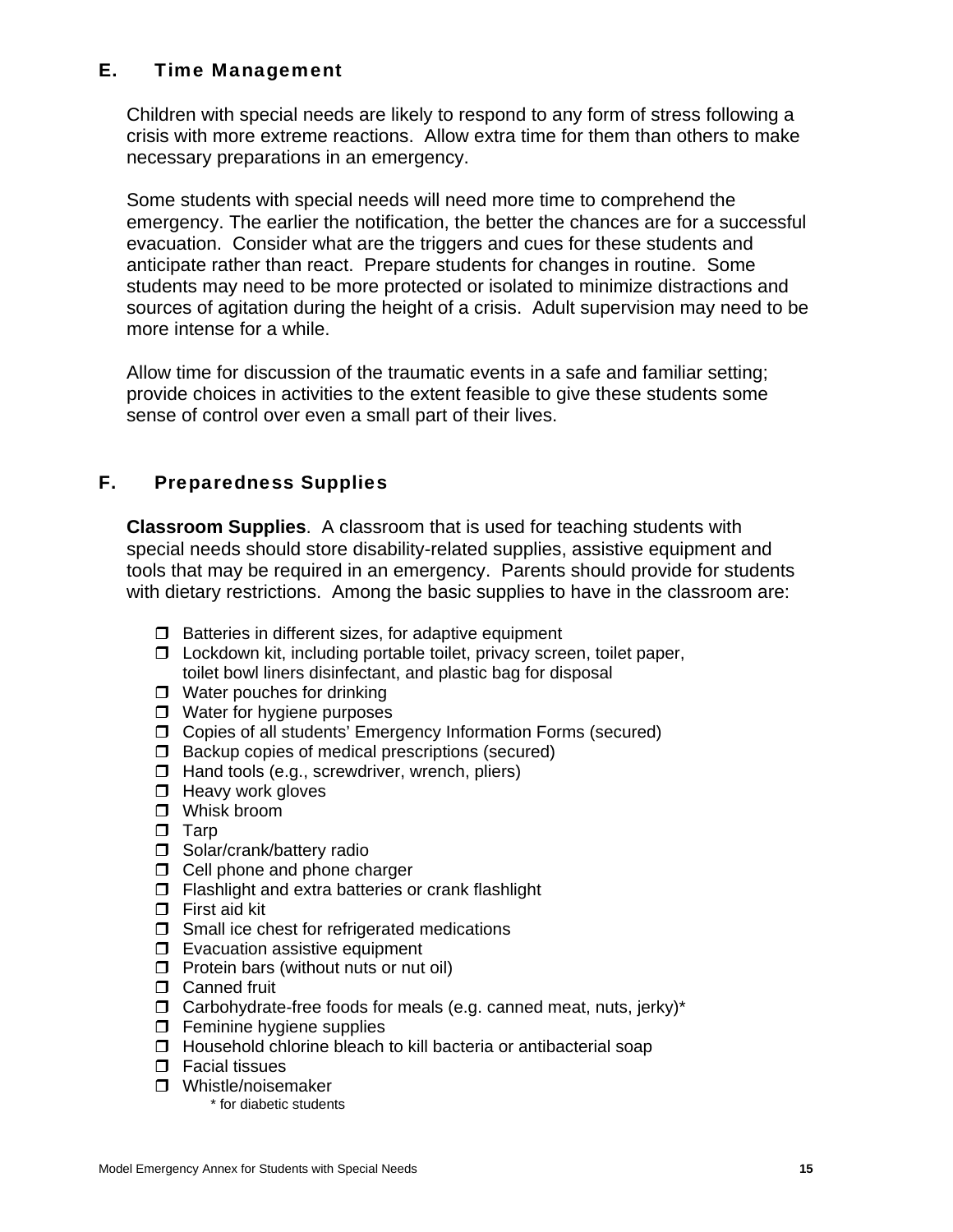## E. Time Management

Children with special needs are likely to respond to any form of stress following a crisis with more extreme reactions. Allow extra time for them than others to make necessary preparations in an emergency.

Some students with special needs will need more time to comprehend the emergency. The earlier the notification, the better the chances are for a successful evacuation. Consider what are the triggers and cues for these students and anticipate rather than react. Prepare students for changes in routine. Some students may need to be more protected or isolated to minimize distractions and sources of agitation during the height of a crisis. Adult supervision may need to be more intense for a while.

Allow time for discussion of the traumatic events in a safe and familiar setting; provide choices in activities to the extent feasible to give these students some sense of control over even a small part of their lives.

## F. Preparedness Supplies

**Classroom Supplies**. A classroom that is used for teaching students with special needs should store disability-related supplies, assistive equipment and tools that may be required in an emergency. Parents should provide for students with dietary restrictions. Among the basic supplies to have in the classroom are:

- ❒ Batteries in different sizes, for adaptive equipment
- ❒ Lockdown kit, including portable toilet, privacy screen, toilet paper, toilet bowl liners disinfectant, and plastic bag for disposal
- ❒ Water pouches for drinking
- ❒ Water for hygiene purposes
- ❒ Copies of all students' Emergency Information Forms (secured)
- ❒ Backup copies of medical prescriptions (secured)
- ❒ Hand tools (e.g., screwdriver, wrench, pliers)
- ❒ Heavy work gloves
- ❒ Whisk broom
- ❒ Tarp
- ❒ Solar/crank/battery radio
- ❒ Cell phone and phone charger
- ❒ Flashlight and extra batteries or crank flashlight
- ❒ First aid kit
- ❒ Small ice chest for refrigerated medications
- ❒ Evacuation assistive equipment
- ❒ Protein bars (without nuts or nut oil)
- ❒ Canned fruit
- ❒ Carbohydrate-free foods for meals (e.g. canned meat, nuts, jerky)*
- ❒ Feminine hygiene supplies
- ❒ Household chlorine bleach to kill bacteria or antibacterial soap
- ❒ Facial tissues
- ❒ Whistle/noisemaker

\* for diabetic students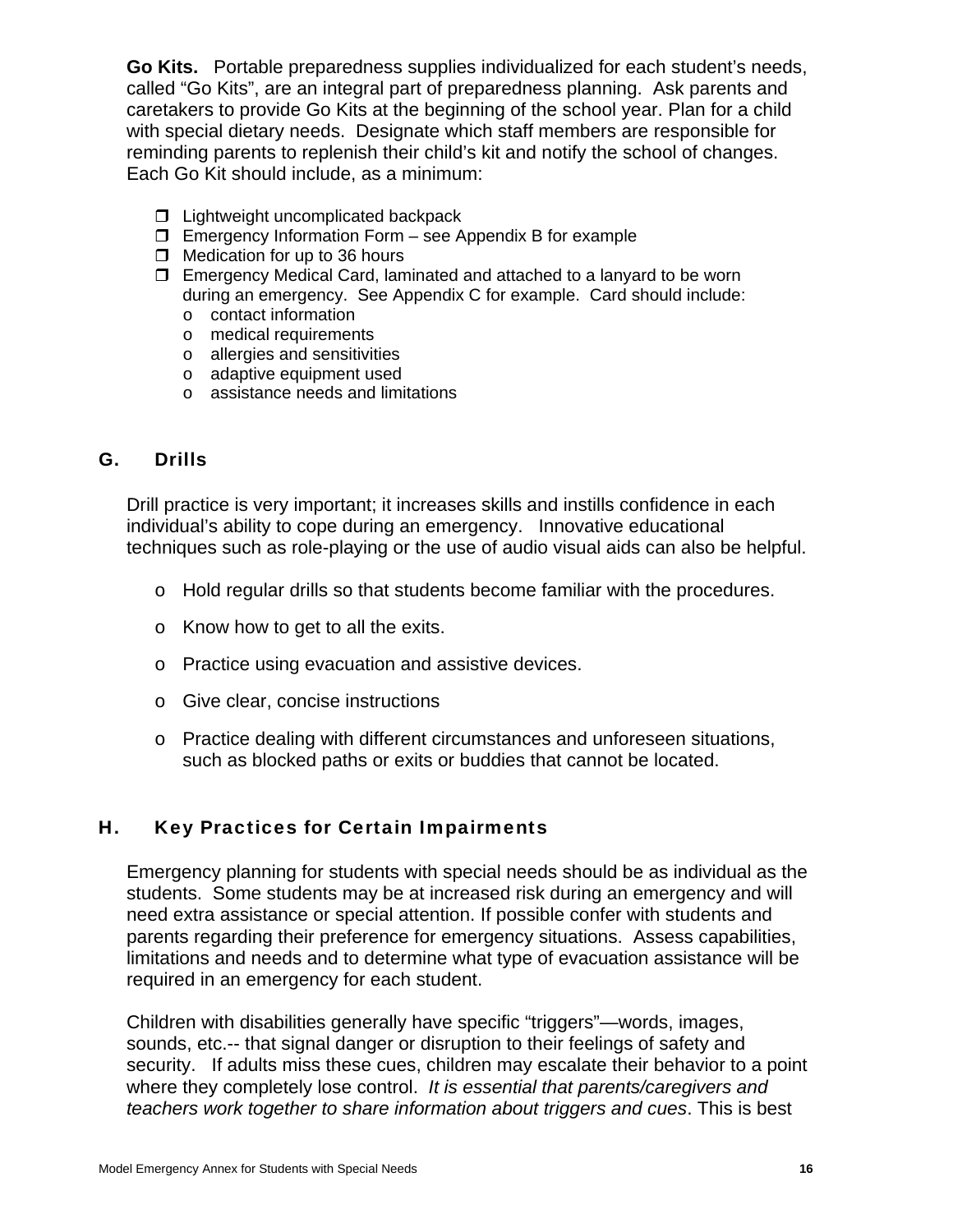**Go Kits.** Portable preparedness supplies individualized for each student's needs, called "Go Kits", are an integral part of preparedness planning. Ask parents and caretakers to provide Go Kits at the beginning of the school year. Plan for a child with special dietary needs. Designate which staff members are responsible for reminding parents to replenish their child's kit and notify the school of changes. Each Go Kit should include, as a minimum:

- Lightweight uncomplicated backpack
- Emergency Information Form – see Appendix B for example
- Medication for up to 36 hours
- Emergency Medical Card, laminated and attached to a lanyard to be worn during an emergency. See Appendix C for example. Card should include:
  - contact information
  - medical requirements
  - allergies and sensitivities
  - adaptive equipment used
  - assistance needs and limitations

## G. Drills

Drill practice is very important; it increases skills and instills confidence in each individual's ability to cope during an emergency. Innovative educational techniques such as role-playing or the use of audio visual aids can also be helpful.

- Hold regular drills so that students become familiar with the procedures.
- Know how to get to all the exits.
- Practice using evacuation and assistive devices.
- Give clear, concise instructions
- Practice dealing with different circumstances and unforeseen situations, such as blocked paths or exits or buddies that cannot be located.

## H. Key Practices for Certain Impairments

Emergency planning for students with special needs should be as individual as the students. Some students may be at increased risk during an emergency and will need extra assistance or special attention. If possible confer with students and parents regarding their preference for emergency situations. Assess capabilities, limitations and needs and to determine what type of evacuation assistance will be required in an emergency for each student.

Children with disabilities generally have specific "triggers"—words, images, sounds, etc.-- that signal danger or disruption to their feelings of safety and security. If adults miss these cues, children may escalate their behavior to a point where they completely lose control. *It is essential that parents/caregivers and teachers work together to share information about triggers and cues*. This is best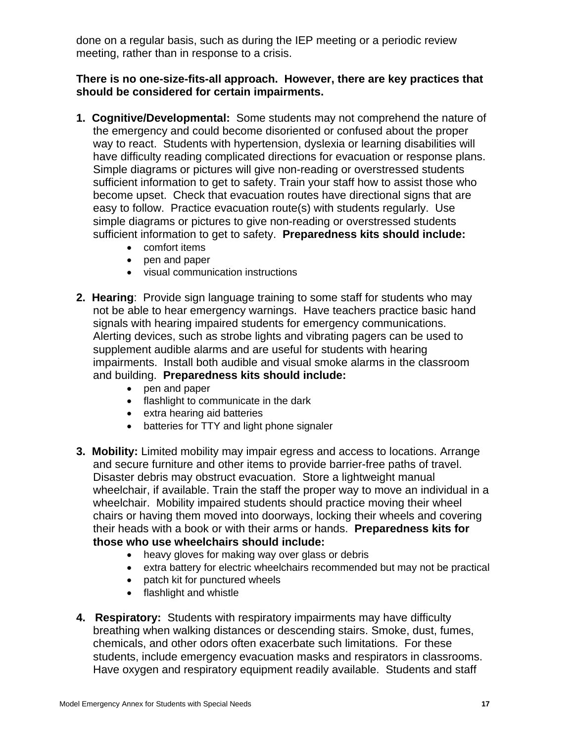done on a regular basis, such as during the IEP meeting or a periodic review meeting, rather than in response to a crisis.

**There is no one-size-fits-all approach. However, there are key practices that should be considered for certain impairments.**

1. **Cognitive/Developmental:** Some students may not comprehend the nature of the emergency and could become disoriented or confused about the proper way to react. Students with hypertension, dyslexia or learning disabilities will have difficulty reading complicated directions for evacuation or response plans. Simple diagrams or pictures will give non-reading or overstressed students sufficient information to get to safety. Train your staff how to assist those who become upset. Check that evacuation routes have directional signs that are easy to follow. Practice evacuation route(s) with students regularly. Use simple diagrams or pictures to give non-reading or overstressed students sufficient information to get to safety. **Preparedness kits should include:**
   - comfort items
   - pen and paper
   - visual communication instructions

2. **Hearing**: Provide sign language training to some staff for students who may not be able to hear emergency warnings. Have teachers practice basic hand signals with hearing impaired students for emergency communications. Alerting devices, such as strobe lights and vibrating pagers can be used to supplement audible alarms and are useful for students with hearing impairments. Install both audible and visual smoke alarms in the classroom and building. **Preparedness kits should include:**
   - pen and paper
   - flashlight to communicate in the dark
   - extra hearing aid batteries
   - batteries for TTY and light phone signaler

3. **Mobility:** Limited mobility may impair egress and access to locations. Arrange and secure furniture and other items to provide barrier-free paths of travel. Disaster debris may obstruct evacuation. Store a lightweight manual wheelchair, if available. Train the staff the proper way to move an individual in a wheelchair. Mobility impaired students should practice moving their wheel chairs or having them moved into doorways, locking their wheels and covering their heads with a book or with their arms or hands. **Preparedness kits for those who use wheelchairs should include:**
   - heavy gloves for making way over glass or debris
   - extra battery for electric wheelchairs recommended but may not be practical
   - patch kit for punctured wheels
   - flashlight and whistle

4. **Respiratory:** Students with respiratory impairments may have difficulty breathing when walking distances or descending stairs. Smoke, dust, fumes, chemicals, and other odors often exacerbate such limitations. For these students, include emergency evacuation masks and respirators in classrooms. Have oxygen and respiratory equipment readily available. Students and staff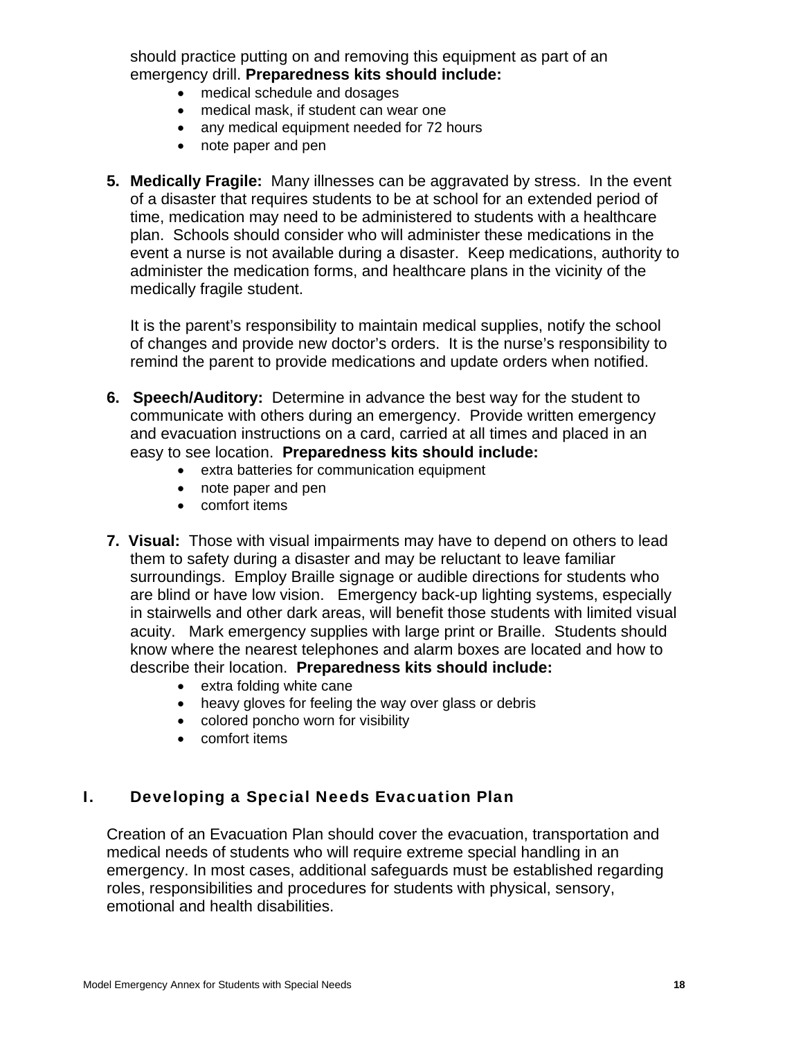should practice putting on and removing this equipment as part of an emergency drill. **Preparedness kits should include:**

- medical schedule and dosages
- medical mask, if student can wear one
- any medical equipment needed for 72 hours
- note paper and pen

5. **Medically Fragile:** Many illnesses can be aggravated by stress. In the event of a disaster that requires students to be at school for an extended period of time, medication may need to be administered to students with a healthcare plan. Schools should consider who will administer these medications in the event a nurse is not available during a disaster. Keep medications, authority to administer the medication forms, and healthcare plans in the vicinity of the medically fragile student.

   It is the parent's responsibility to maintain medical supplies, notify the school of changes and provide new doctor's orders. It is the nurse's responsibility to remind the parent to provide medications and update orders when notified.

6. **Speech/Auditory:** Determine in advance the best way for the student to communicate with others during an emergency. Provide written emergency and evacuation instructions on a card, carried at all times and placed in an easy to see location. **Preparedness kits should include:**
   - extra batteries for communication equipment
   - note paper and pen
   - comfort items

7. **Visual:** Those with visual impairments may have to depend on others to lead them to safety during a disaster and may be reluctant to leave familiar surroundings. Employ Braille signage or audible directions for students who are blind or have low vision. Emergency back-up lighting systems, especially in stairwells and other dark areas, will benefit those students with limited visual acuity. Mark emergency supplies with large print or Braille. Students should know where the nearest telephones and alarm boxes are located and how to describe their location. **Preparedness kits should include:**
   - extra folding white cane
   - heavy gloves for feeling the way over glass or debris
   - colored poncho worn for visibility
   - comfort items

## I. Developing a Special Needs Evacuation Plan

Creation of an Evacuation Plan should cover the evacuation, transportation and medical needs of students who will require extreme special handling in an emergency. In most cases, additional safeguards must be established regarding roles, responsibilities and procedures for students with physical, sensory, emotional and health disabilities.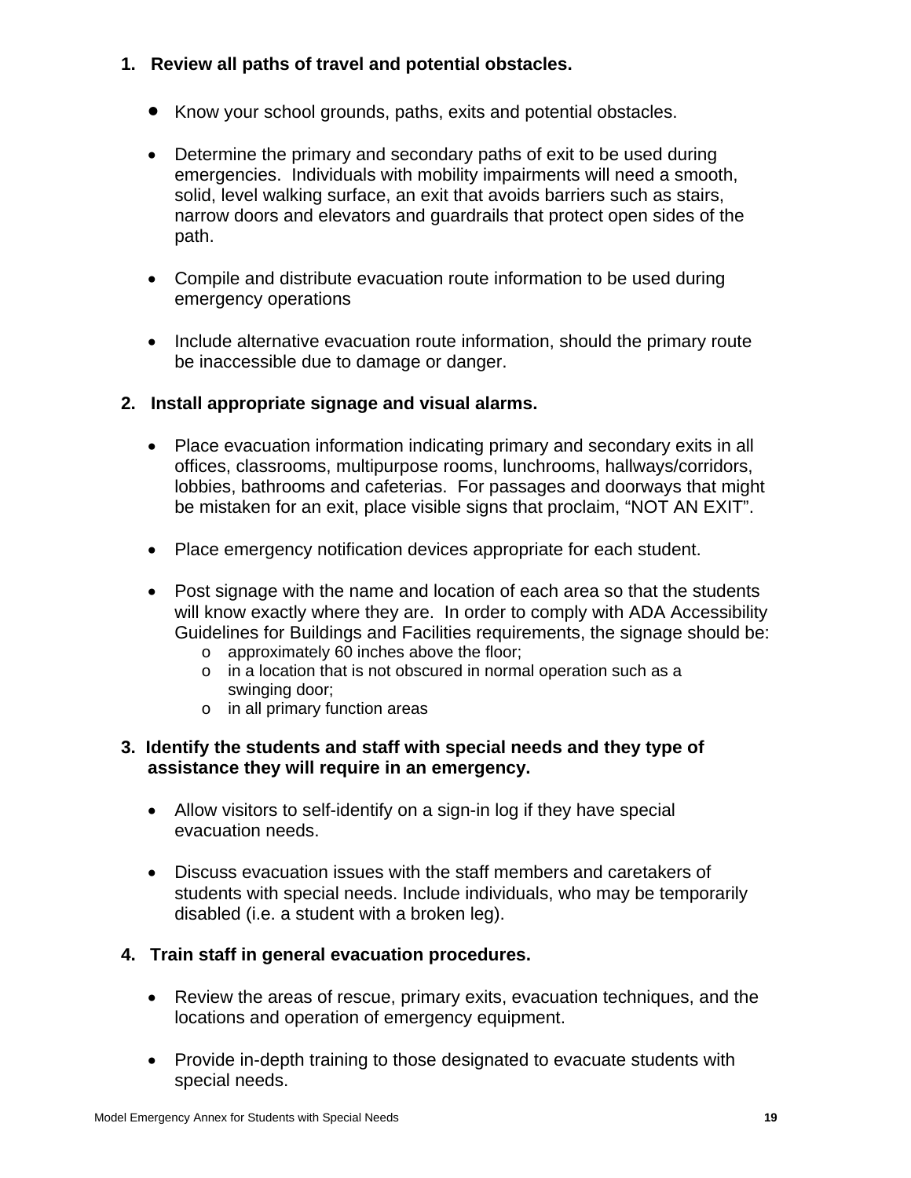1. **Review all paths of travel and potential obstacles.**

   - Know your school grounds, paths, exits and potential obstacles.

   - Determine the primary and secondary paths of exit to be used during emergencies. Individuals with mobility impairments will need a smooth, solid, level walking surface, an exit that avoids barriers such as stairs, narrow doors and elevators and guardrails that protect open sides of the path.

   - Compile and distribute evacuation route information to be used during emergency operations

   - Include alternative evacuation route information, should the primary route be inaccessible due to damage or danger.

2. **Install appropriate signage and visual alarms.**

   - Place evacuation information indicating primary and secondary exits in all offices, classrooms, multipurpose rooms, lunchrooms, hallways/corridors, lobbies, bathrooms and cafeterias. For passages and doorways that might be mistaken for an exit, place visible signs that proclaim, "NOT AN EXIT".

   - Place emergency notification devices appropriate for each student.

   - Post signage with the name and location of each area so that the students will know exactly where they are. In order to comply with ADA Accessibility Guidelines for Buildings and Facilities requirements, the signage should be:
     - approximately 60 inches above the floor;
     - in a location that is not obscured in normal operation such as a swinging door;
     - in all primary function areas

3. **Identify the students and staff with special needs and they type of assistance they will require in an emergency.**

   - Allow visitors to self-identify on a sign-in log if they have special evacuation needs.

   - Discuss evacuation issues with the staff members and caretakers of students with special needs. Include individuals, who may be temporarily disabled (i.e. a student with a broken leg).

4. **Train staff in general evacuation procedures.**

   - Review the areas of rescue, primary exits, evacuation techniques, and the locations and operation of emergency equipment.

   - Provide in-depth training to those designated to evacuate students with special needs.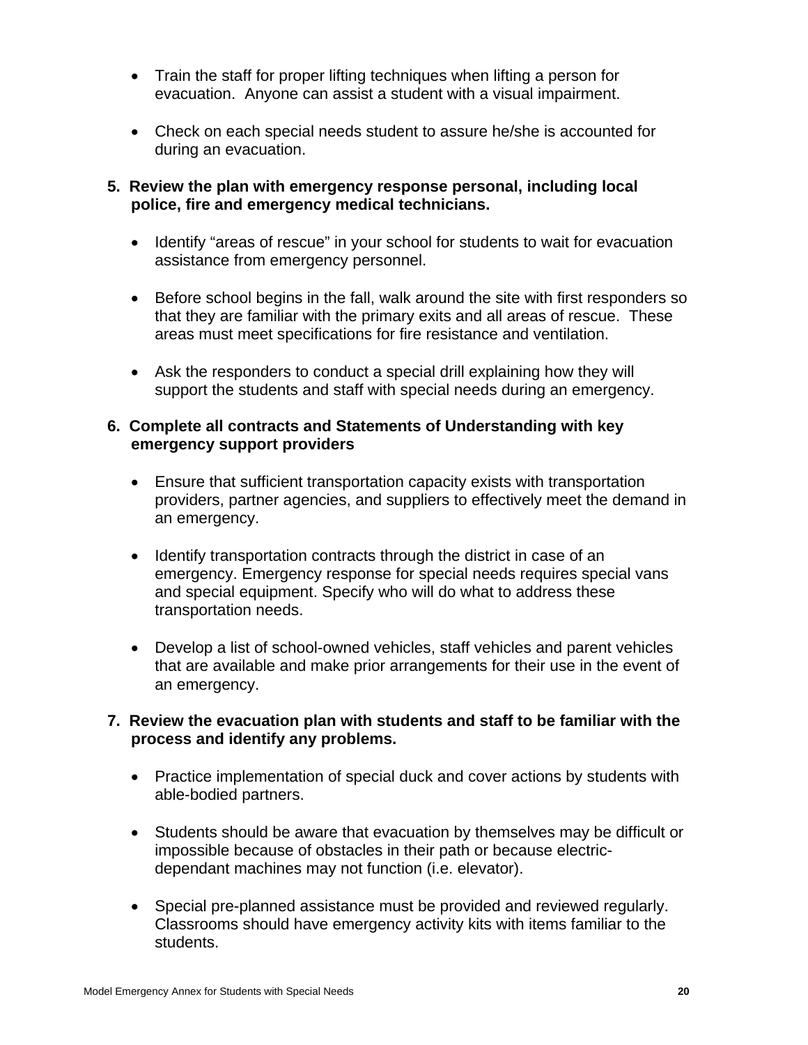- Train the staff for proper lifting techniques when lifting a person for evacuation. Anyone can assist a student with a visual impairment.

- Check on each special needs student to assure he/she is accounted for during an evacuation.

**5. Review the plan with emergency response personal, including local police, fire and emergency medical technicians.**

- Identify "areas of rescue" in your school for students to wait for evacuation assistance from emergency personnel.

- Before school begins in the fall, walk around the site with first responders so that they are familiar with the primary exits and all areas of rescue. These areas must meet specifications for fire resistance and ventilation.

- Ask the responders to conduct a special drill explaining how they will support the students and staff with special needs during an emergency.

**6. Complete all contracts and Statements of Understanding with key emergency support providers**

- Ensure that sufficient transportation capacity exists with transportation providers, partner agencies, and suppliers to effectively meet the demand in an emergency.

- Identify transportation contracts through the district in case of an emergency. Emergency response for special needs requires special vans and special equipment. Specify who will do what to address these transportation needs.

- Develop a list of school-owned vehicles, staff vehicles and parent vehicles that are available and make prior arrangements for their use in the event of an emergency.

**7. Review the evacuation plan with students and staff to be familiar with the process and identify any problems.**

- Practice implementation of special duck and cover actions by students with able-bodied partners.

- Students should be aware that evacuation by themselves may be difficult or impossible because of obstacles in their path or because electric-dependant machines may not function (i.e. elevator).

- Special pre-planned assistance must be provided and reviewed regularly. Classrooms should have emergency activity kits with items familiar to the students.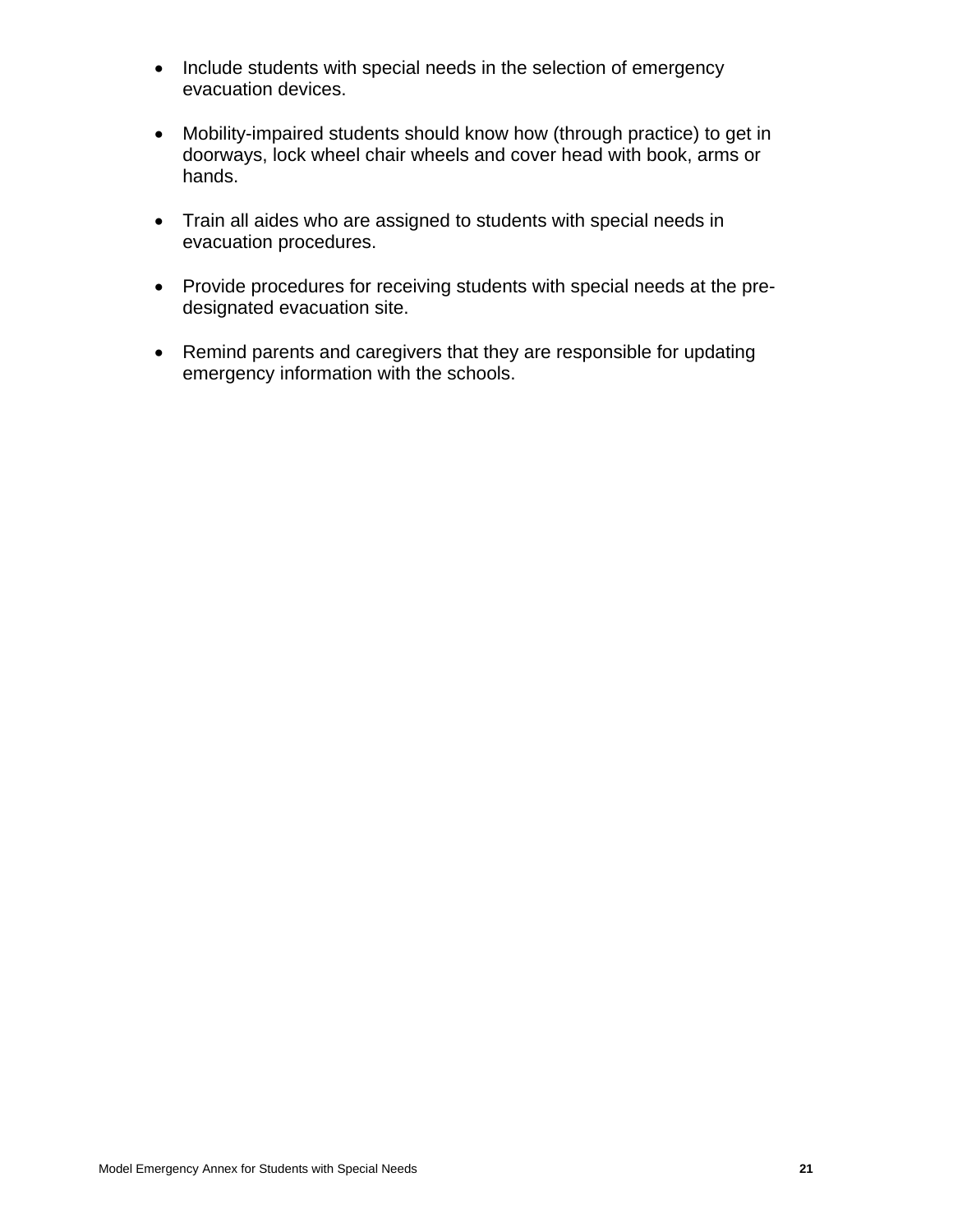- Include students with special needs in the selection of emergency evacuation devices.

- Mobility-impaired students should know how (through practice) to get in doorways, lock wheel chair wheels and cover head with book, arms or hands.

- Train all aides who are assigned to students with special needs in evacuation procedures.

- Provide procedures for receiving students with special needs at the pre-designated evacuation site.

- Remind parents and caregivers that they are responsible for updating emergency information with the schools.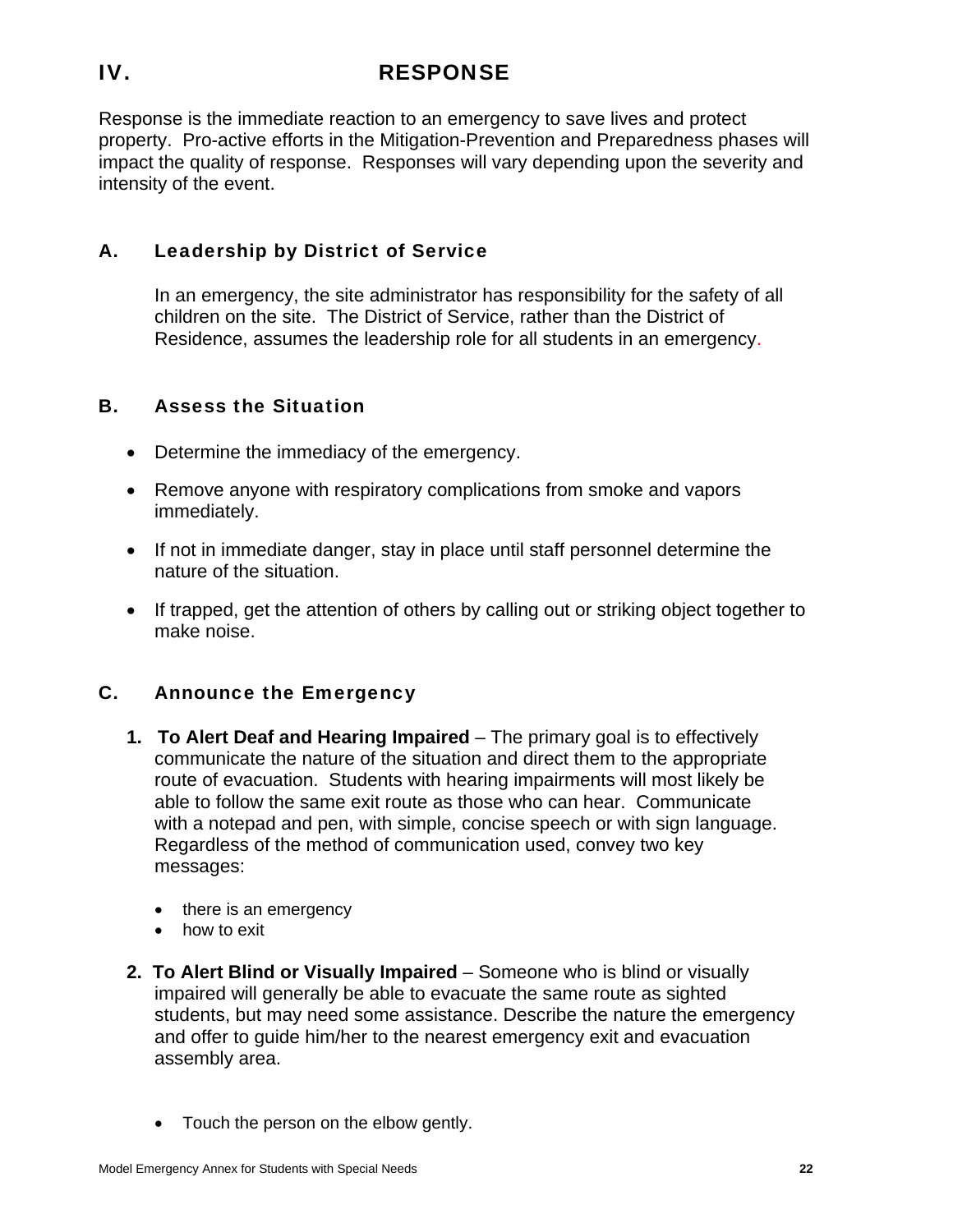# IV. RESPONSE

Response is the immediate reaction to an emergency to save lives and protect property. Pro-active efforts in the Mitigation-Prevention and Preparedness phases will impact the quality of response. Responses will vary depending upon the severity and intensity of the event.

## A. Leadership by District of Service

In an emergency, the site administrator has responsibility for the safety of all children on the site. The District of Service, rather than the District of Residence, assumes the leadership role for all students in an emergency.

## B. Assess the Situation

- Determine the immediacy of the emergency.
- Remove anyone with respiratory complications from smoke and vapors immediately.
- If not in immediate danger, stay in place until staff personnel determine the nature of the situation.
- If trapped, get the attention of others by calling out or striking object together to make noise.

## C. Announce the Emergency

1. **To Alert Deaf and Hearing Impaired** – The primary goal is to effectively communicate the nature of the situation and direct them to the appropriate route of evacuation. Students with hearing impairments will most likely be able to follow the same exit route as those who can hear. Communicate with a notepad and pen, with simple, concise speech or with sign language. Regardless of the method of communication used, convey two key messages:
   - there is an emergency
   - how to exit
2. **To Alert Blind or Visually Impaired** – Someone who is blind or visually impaired will generally be able to evacuate the same route as sighted students, but may need some assistance. Describe the nature the emergency and offer to guide him/her to the nearest emergency exit and evacuation assembly area.

   - Touch the person on the elbow gently.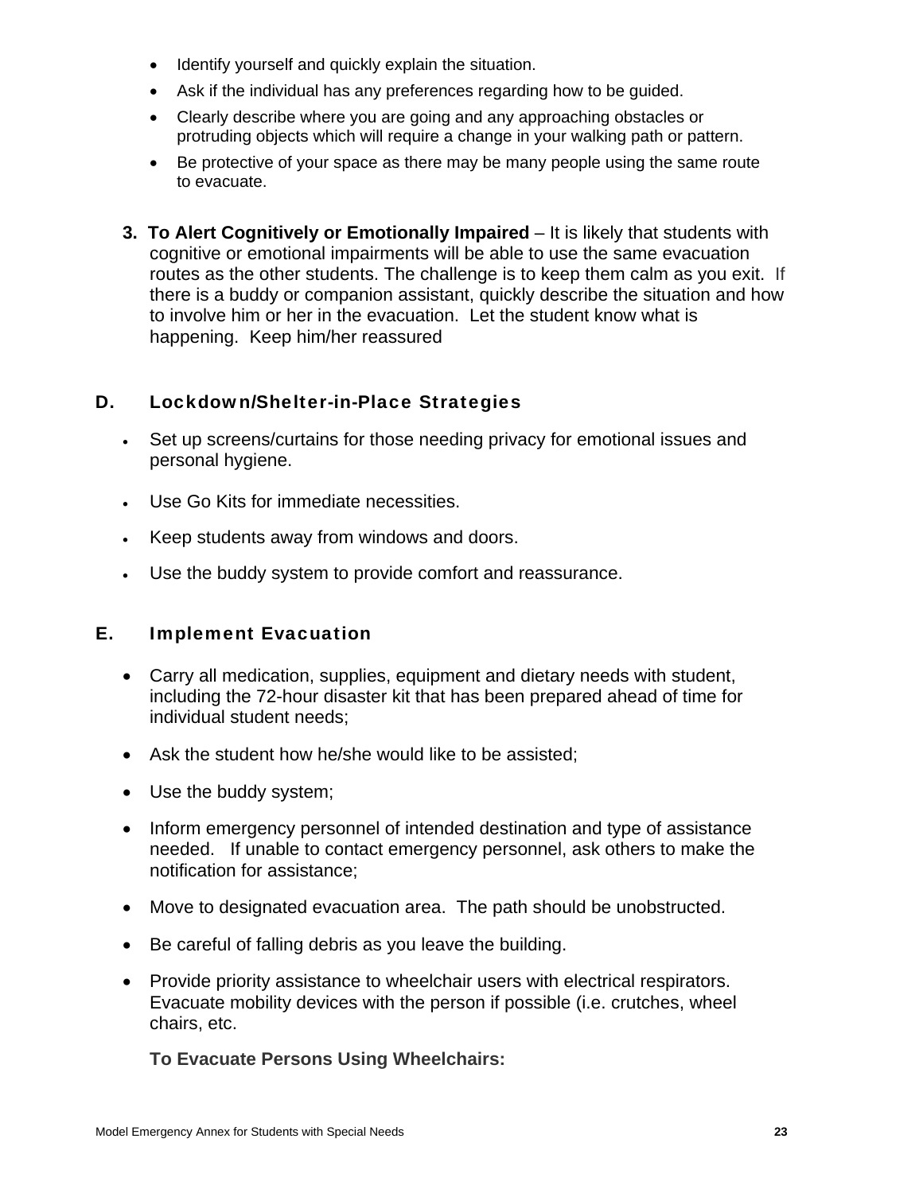- Identify yourself and quickly explain the situation.
- Ask if the individual has any preferences regarding how to be guided.
- Clearly describe where you are going and any approaching obstacles or protruding objects which will require a change in your walking path or pattern.
- Be protective of your space as there may be many people using the same route to evacuate.

3. **To Alert Cognitively or Emotionally Impaired** – It is likely that students with cognitive or emotional impairments will be able to use the same evacuation routes as the other students. The challenge is to keep them calm as you exit. If there is a buddy or companion assistant, quickly describe the situation and how to involve him or her in the evacuation. Let the student know what is happening. Keep him/her reassured

## D. Lockdown/Shelter-in-Place Strategies

- Set up screens/curtains for those needing privacy for emotional issues and personal hygiene.
- Use Go Kits for immediate necessities.
- Keep students away from windows and doors.
- Use the buddy system to provide comfort and reassurance.

## E. Implement Evacuation

- Carry all medication, supplies, equipment and dietary needs with student, including the 72-hour disaster kit that has been prepared ahead of time for individual student needs;
- Ask the student how he/she would like to be assisted;
- Use the buddy system;
- Inform emergency personnel of intended destination and type of assistance needed. If unable to contact emergency personnel, ask others to make the notification for assistance;
- Move to designated evacuation area. The path should be unobstructed.
- Be careful of falling debris as you leave the building.
- Provide priority assistance to wheelchair users with electrical respirators. Evacuate mobility devices with the person if possible (i.e. crutches, wheel chairs, etc.

**To Evacuate Persons Using Wheelchairs:**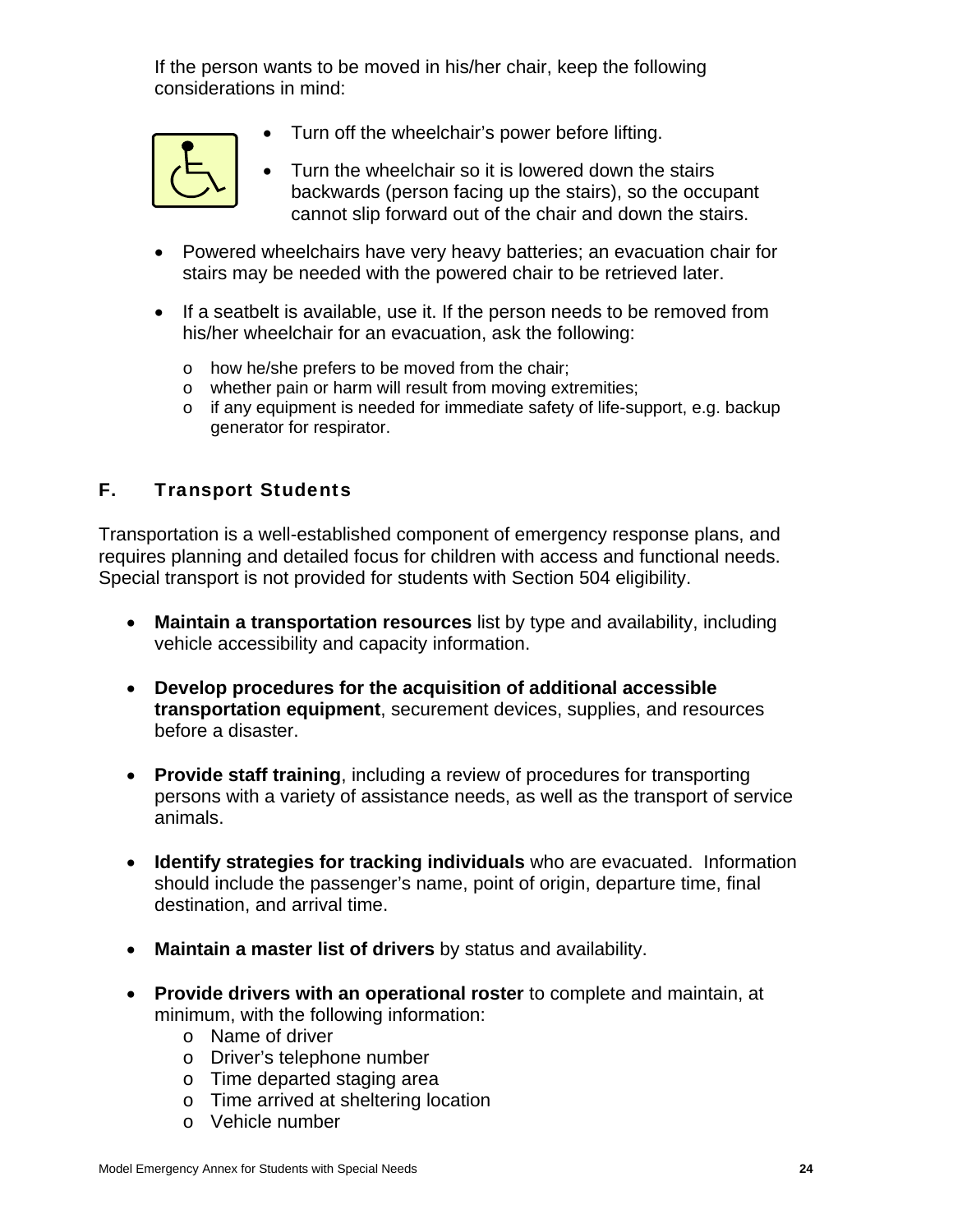If the person wants to be moved in his/her chair, keep the following considerations in mind:

- Turn off the wheelchair's power before lifting.
- Turn the wheelchair so it is lowered down the stairs backwards (person facing up the stairs), so the occupant cannot slip forward out of the chair and down the stairs.
- Powered wheelchairs have very heavy batteries; an evacuation chair for stairs may be needed with the powered chair to be retrieved later.
- If a seatbelt is available, use it. If the person needs to be removed from his/her wheelchair for an evacuation, ask the following:
  - how he/she prefers to be moved from the chair;
  - whether pain or harm will result from moving extremities;
  - if any equipment is needed for immediate safety of life-support, e.g. backup generator for respirator.

## F. Transport Students

Transportation is a well-established component of emergency response plans, and requires planning and detailed focus for children with access and functional needs. Special transport is not provided for students with Section 504 eligibility.

- **Maintain a transportation resources** list by type and availability, including vehicle accessibility and capacity information.
- **Develop procedures for the acquisition of additional accessible transportation equipment**, securement devices, supplies, and resources before a disaster.
- **Provide staff training**, including a review of procedures for transporting persons with a variety of assistance needs, as well as the transport of service animals.
- **Identify strategies for tracking individuals** who are evacuated. Information should include the passenger's name, point of origin, departure time, final destination, and arrival time.
- **Maintain a master list of drivers** by status and availability.
- **Provide drivers with an operational roster** to complete and maintain, at minimum, with the following information:
  - Name of driver
  - Driver's telephone number
  - Time departed staging area
  - Time arrived at sheltering location
  - Vehicle number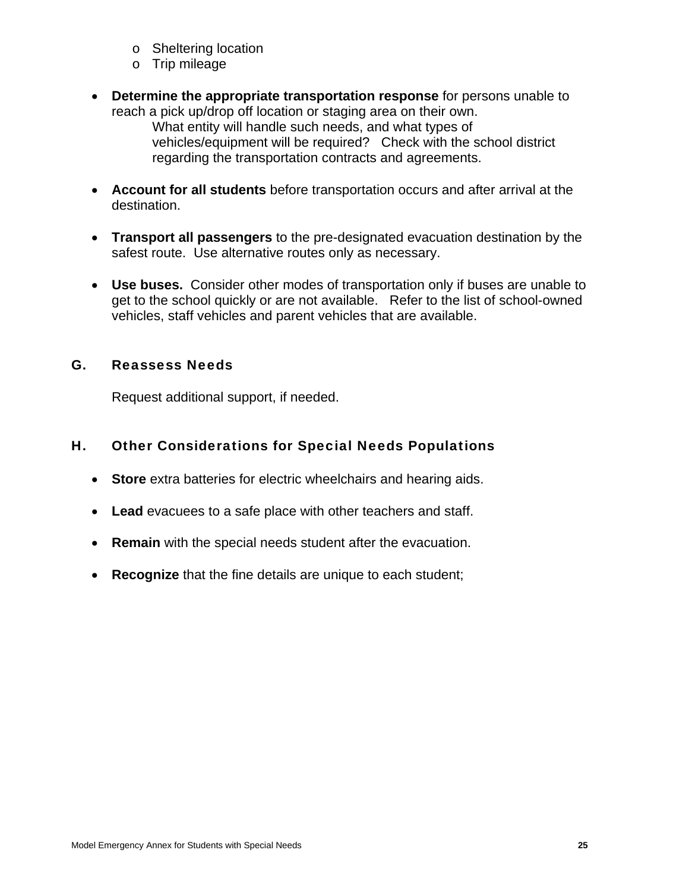- Sheltering location
  - Trip mileage

- **Determine the appropriate transportation response** for persons unable to reach a pick up/drop off location or staging area on their own.
  What entity will handle such needs, and what types of vehicles/equipment will be required? Check with the school district regarding the transportation contracts and agreements.

- **Account for all students** before transportation occurs and after arrival at the destination.

- **Transport all passengers** to the pre-designated evacuation destination by the safest route. Use alternative routes only as necessary.

- **Use buses.** Consider other modes of transportation only if buses are unable to get to the school quickly or are not available. Refer to the list of school-owned vehicles, staff vehicles and parent vehicles that are available.

## G. Reassess Needs

Request additional support, if needed.

## H. Other Considerations for Special Needs Populations

- **Store** extra batteries for electric wheelchairs and hearing aids.

- **Lead** evacuees to a safe place with other teachers and staff.

- **Remain** with the special needs student after the evacuation.

- **Recognize** that the fine details are unique to each student;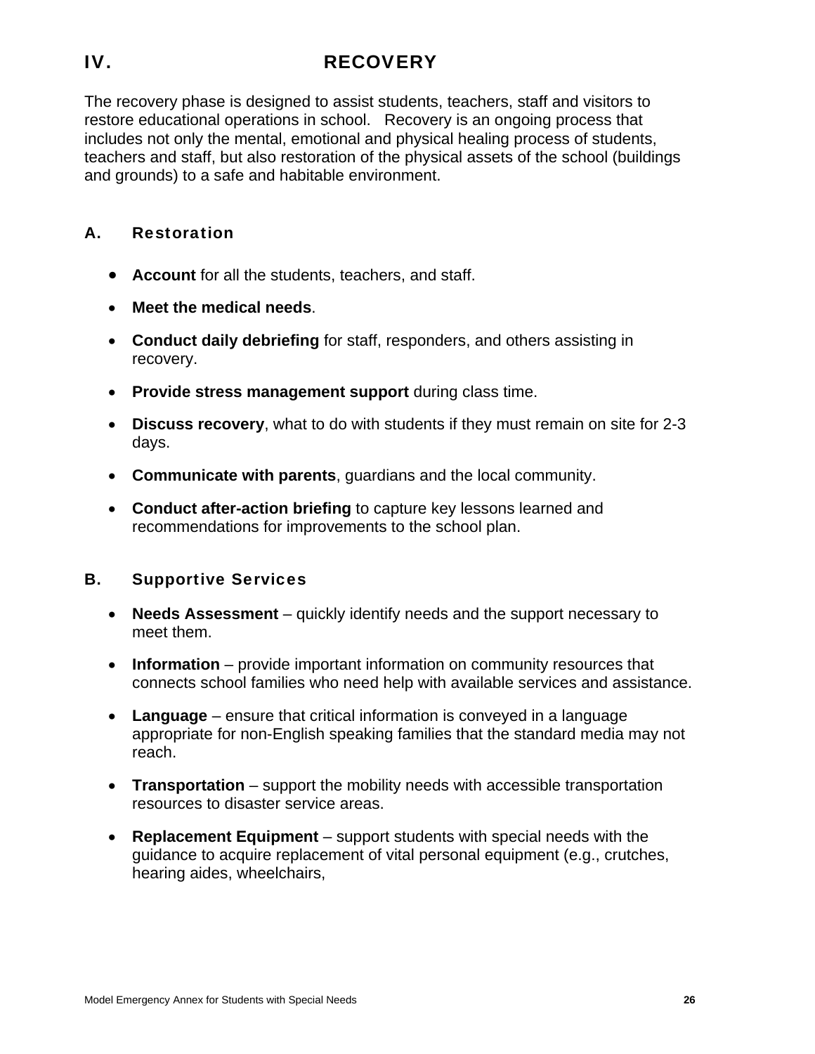# IV. RECOVERY

The recovery phase is designed to assist students, teachers, staff and visitors to restore educational operations in school. Recovery is an ongoing process that includes not only the mental, emotional and physical healing process of students, teachers and staff, but also restoration of the physical assets of the school (buildings and grounds) to a safe and habitable environment.

## A. Restoration

- **Account** for all the students, teachers, and staff.
- **Meet the medical needs**.
- **Conduct daily debriefing** for staff, responders, and others assisting in recovery.
- **Provide stress management support** during class time.
- **Discuss recovery**, what to do with students if they must remain on site for 2-3 days.
- **Communicate with parents**, guardians and the local community.
- **Conduct after-action briefing** to capture key lessons learned and recommendations for improvements to the school plan.

## B. Supportive Services

- **Needs Assessment** – quickly identify needs and the support necessary to meet them.
- **Information** – provide important information on community resources that connects school families who need help with available services and assistance.
- **Language** – ensure that critical information is conveyed in a language appropriate for non-English speaking families that the standard media may not reach.
- **Transportation** – support the mobility needs with accessible transportation resources to disaster service areas.
- **Replacement Equipment** – support students with special needs with the guidance to acquire replacement of vital personal equipment (e.g., crutches, hearing aides, wheelchairs,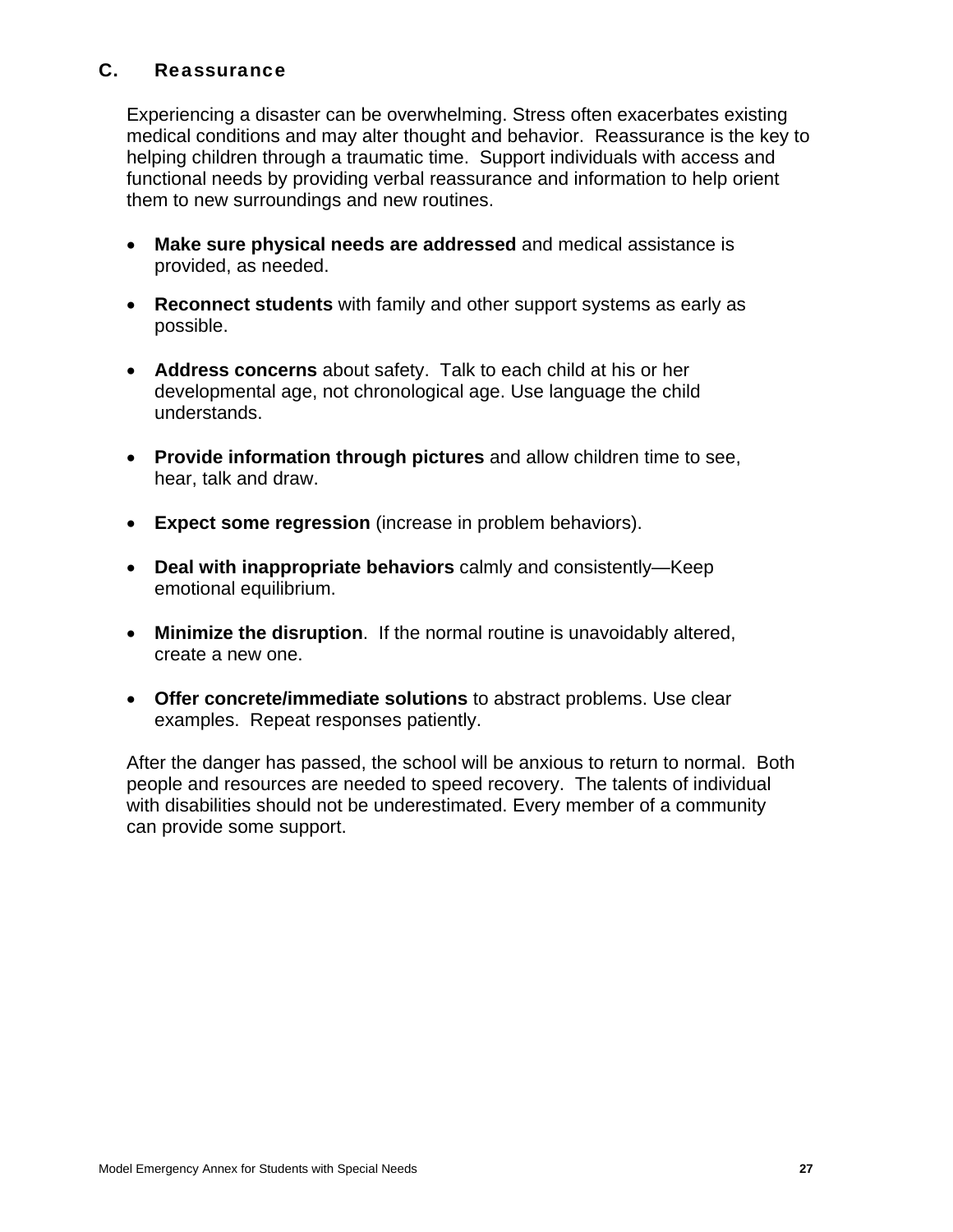## C. Reassurance

Experiencing a disaster can be overwhelming. Stress often exacerbates existing medical conditions and may alter thought and behavior. Reassurance is the key to helping children through a traumatic time. Support individuals with access and functional needs by providing verbal reassurance and information to help orient them to new surroundings and new routines.

- **Make sure physical needs are addressed** and medical assistance is provided, as needed.
- **Reconnect students** with family and other support systems as early as possible.
- **Address concerns** about safety. Talk to each child at his or her developmental age, not chronological age. Use language the child understands.
- **Provide information through pictures** and allow children time to see, hear, talk and draw.
- **Expect some regression** (increase in problem behaviors).
- **Deal with inappropriate behaviors** calmly and consistently—Keep emotional equilibrium.
- **Minimize the disruption**. If the normal routine is unavoidably altered, create a new one.
- **Offer concrete/immediate solutions** to abstract problems. Use clear examples. Repeat responses patiently.

After the danger has passed, the school will be anxious to return to normal. Both people and resources are needed to speed recovery. The talents of individual with disabilities should not be underestimated. Every member of a community can provide some support.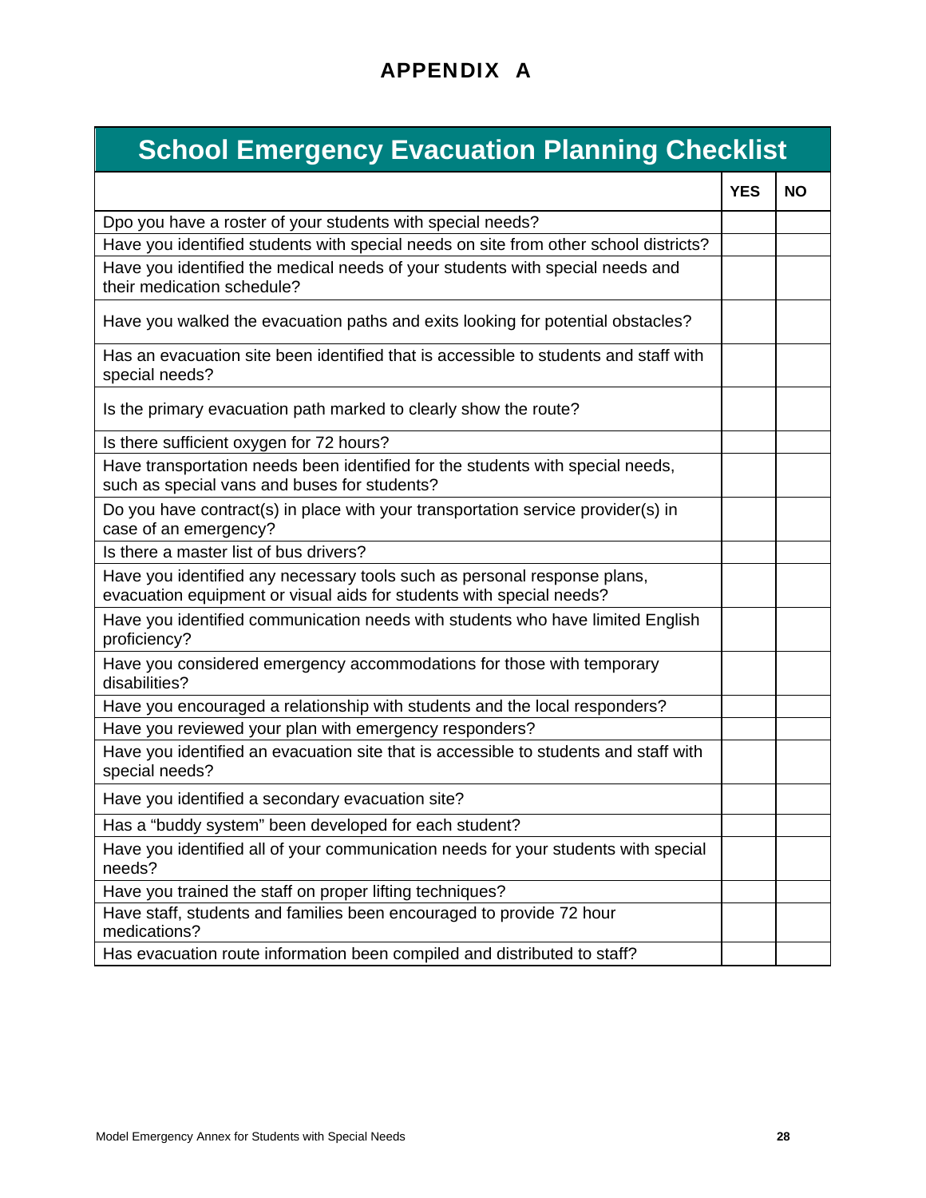# APPENDIX A

## School Emergency Evacuation Planning Checklist

| | YES | NO |
|---|---|---|
| Dpo you have a roster of your students with special needs? | | |
| Have you identified students with special needs on site from other school districts? | | |
| Have you identified the medical needs of your students with special needs and their medication schedule? | | |
| Have you walked the evacuation paths and exits looking for potential obstacles? | | |
| Has an evacuation site been identified that is accessible to students and staff with special needs? | | |
| Is the primary evacuation path marked to clearly show the route? | | |
| Is there sufficient oxygen for 72 hours? | | |
| Have transportation needs been identified for the students with special needs, such as special vans and buses for students? | | |
| Do you have contract(s) in place with your transportation service provider(s) in case of an emergency? | | |
| Is there a master list of bus drivers? | | |
| Have you identified any necessary tools such as personal response plans, evacuation equipment or visual aids for students with special needs? | | |
| Have you identified communication needs with students who have limited English proficiency? | | |
| Have you considered emergency accommodations for those with temporary disabilities? | | |
| Have you encouraged a relationship with students and the local responders? | | |
| Have you reviewed your plan with emergency responders? | | |
| Have you identified an evacuation site that is accessible to students and staff with special needs? | | |
| Have you identified a secondary evacuation site? | | |
| Has a "buddy system" been developed for each student? | | |
| Have you identified all of your communication needs for your students with special needs? | | |
| Have you trained the staff on proper lifting techniques? | | |
| Have staff, students and families been encouraged to provide 72 hour medications? | | |
| Has evacuation route information been compiled and distributed to staff? | | |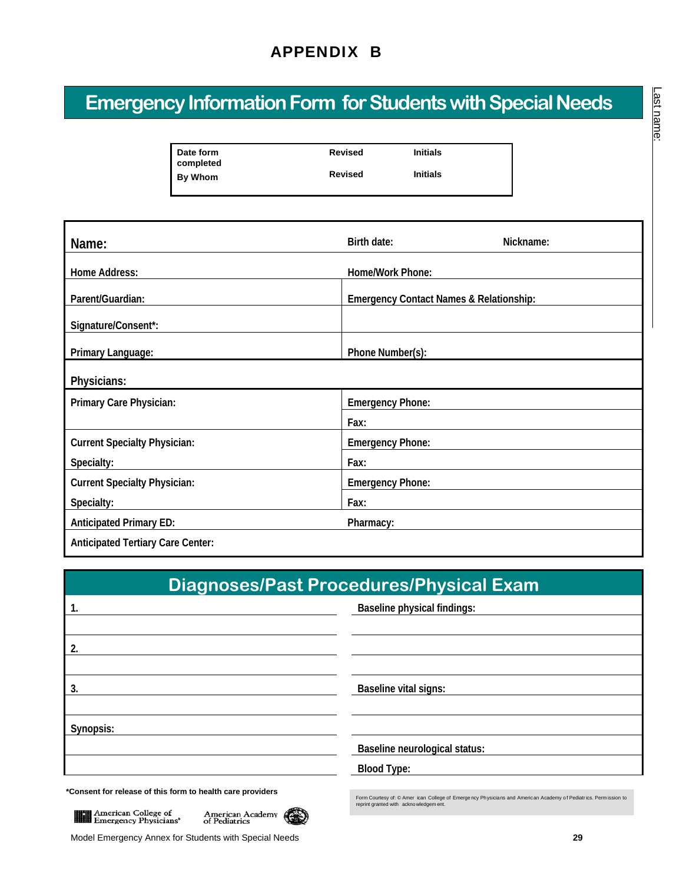# APPENDIX B

## Emergency Information Form for Students with Special Needs

Last name:

| Date form completed | Revised | Initials |
|---|---|---|
| By Whom | Revised | Initials |

| | | |
|---|---|---|
| **Name:** | **Birth date:** | **Nickname:** |
| **Home Address:** | **Home/Work Phone:** | |
| **Parent/Guardian:** | **Emergency Contact Names & Relationship:** | |
| **Signature/Consent\*:** | | |
| **Primary Language:** | **Phone Number(s):** | |

| | |
|---|---|
| **Physicians:** | |
| **Primary Care Physician:** | **Emergency Phone:** |
| | **Fax:** |
| **Current Specialty Physician:** | **Emergency Phone:** |
| **Specialty:** | **Fax:** |
| **Current Specialty Physician:** | **Emergency Phone:** |
| **Specialty:** | **Fax:** |
| **Anticipated Primary ED:** | **Pharmacy:** |
| **Anticipated Tertiary Care Center:** | |

## Diagnoses/Past Procedures/Physical Exam

| | |
|---|---|
| **1.** | **Baseline physical findings:** |
| | |
| **2.** | |
| | |
| **3.** | **Baseline vital signs:** |
| | |
| **Synopsis:** | |
| | **Baseline neurological status:** |
| | **Blood Type:** |

**\*Consent for release of this form to health care providers**

Form Courtesy of: © American College of Emergency Physicians and American Academy of Pediatrics. Permission to reprint granted with acknowledgement.

American College of Emergency Physicians® American Academy of Pediatrics

Model Emergency Annex for Students with Special Needs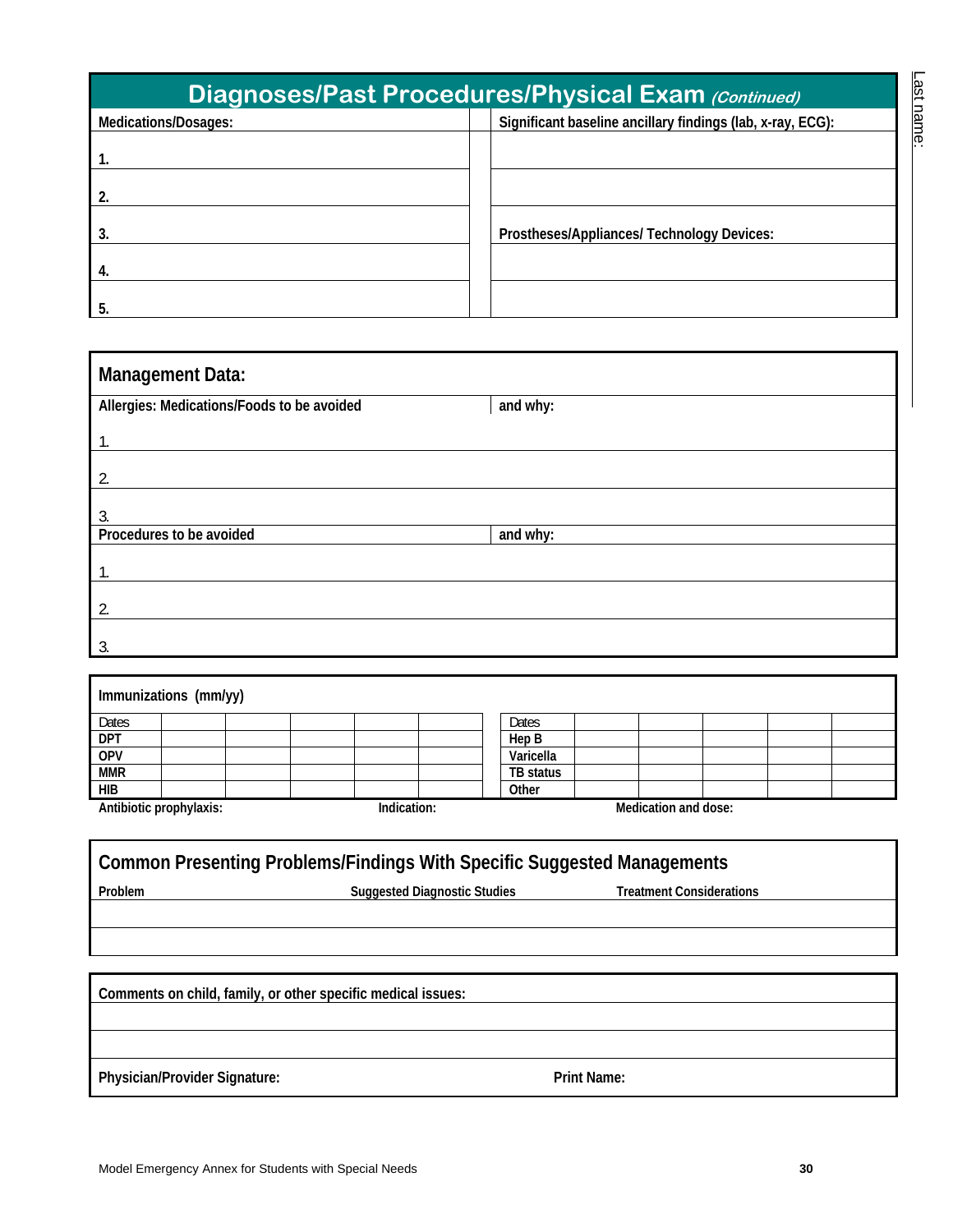## Diagnoses/Past Procedures/Physical Exam *(Continued)*

| Medications/Dosages: | Significant baseline ancillary findings (lab, x-ray, ECG): |
|---|---|
| 1. | |
| 2. | |
| 3. | **Prostheses/Appliances/ Technology Devices:** |
| 4. | |
| 5. | |

### Management Data:

| Allergies: Medications/Foods to be avoided | and why: |
|---|---|
| 1. | |
| 2. | |
| 3. | |

| Procedures to be avoided | and why: |
|---|---|
| 1. | |
| 2. | |
| 3. | |

### Immunizations (mm/yy)

| Dates | | | | | | Dates | | | | | |
|---|---|---|---|---|---|---|---|---|---|---|---|
| DPT | | | | | | Hep B | | | | | |
| OPV | | | | | | Varicella | | | | | |
| MMR | | | | | | TB status | | | | | |
| HIB | | | | | | Other | | | | | |

**Antibiotic prophylaxis:** **Indication:** **Medication and dose:**

### Common Presenting Problems/Findings With Specific Suggested Managements

| Problem | Suggested Diagnostic Studies | Treatment Considerations |
|---|---|---|
| | | |
| | | |

**Comments on child, family, or other specific medical issues:**

**Physician/Provider Signature:** **Print Name:**

Last name: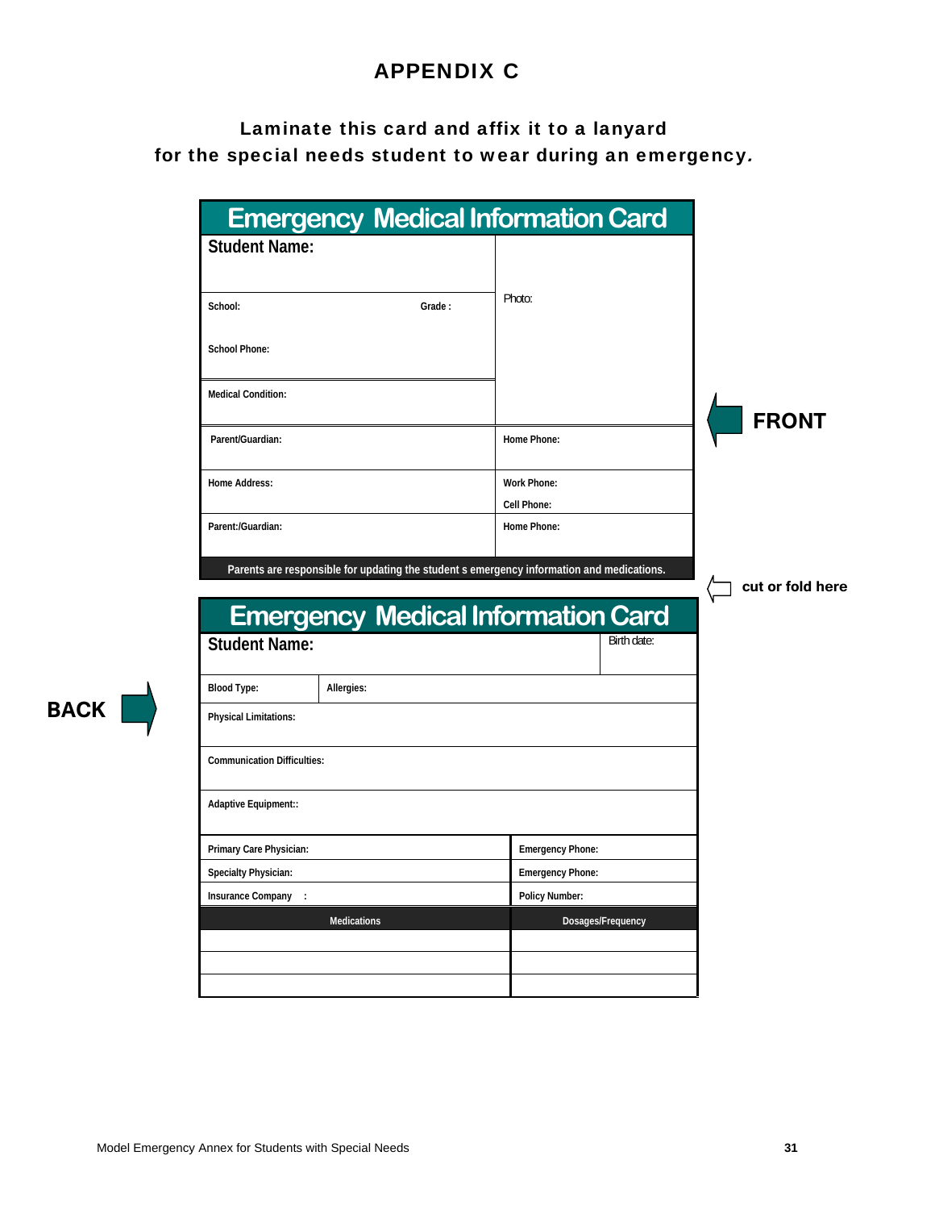# APPENDIX C

**Laminate this card and affix it to a lanyard for the special needs student to wear during an emergency.**

## Emergency Medical Information Card

**FRONT**

| Student Name: | Photo: |
|---|---|
| School: Grade : | |
| School Phone: | |
| Medical Condition: | |
| Parent/Guardian: | Home Phone: |
| Home Address: | Work Phone: Cell Phone: |
| Parent:/Guardian: | Home Phone: |

Parents are responsible for updating the student s emergency information and medications.

cut or fold here

## Emergency Medical Information Card

**BACK**

| Student Name: | | Birth date: |
|---|---|---|
| Blood Type: | Allergies: | |
| Physical Limitations: | | |
| Communication Difficulties: | | |
| Adaptive Equipment:: | | |

| Primary Care Physician: | Emergency Phone: |
|---|---|
| Specialty Physician: | Emergency Phone: |
| Insurance Company : | Policy Number: |

| Medications | Dosages/Frequency |
|---|---|
| | |
| | |
| | |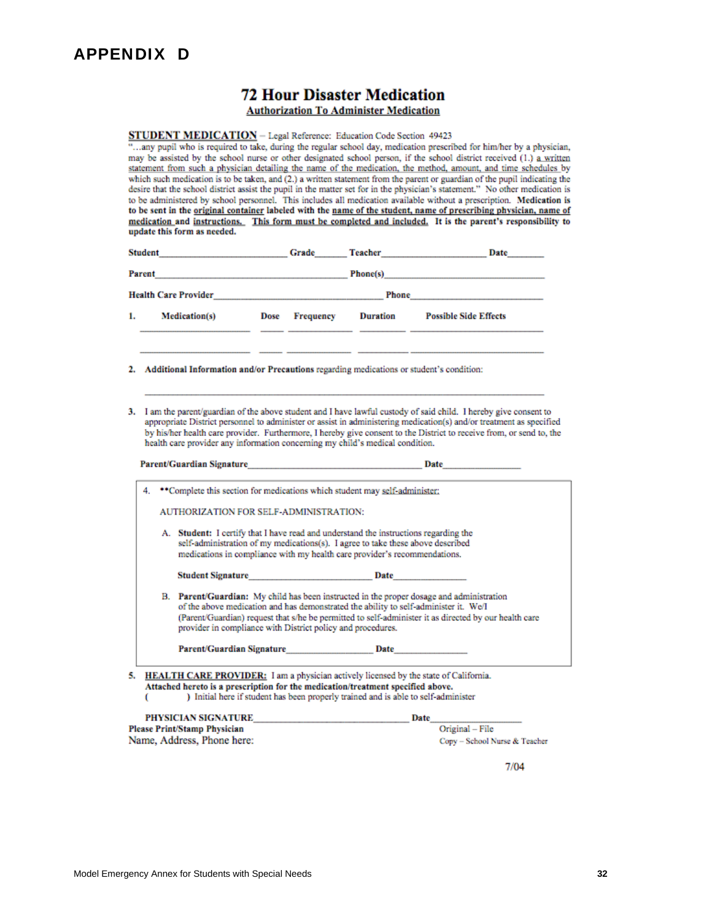# APPENDIX D

## 72 Hour Disaster Medication

**Authorization To Administer Medication**

**STUDENT MEDICATION** – Legal Reference: Education Code Section 49423

"…any pupil who is required to take, during the regular school day, medication prescribed for him/her by a physician, may be assisted by the school nurse or other designated school person, if the school district received (1.) a written statement from such a physician detailing the name of the medication, the method, amount, and time schedules by which such medication is to be taken, and (2.) a written statement from the parent or guardian of the pupil indicating the desire that the school district assist the pupil in the matter set for in the physician's statement." No other medication is to be administered by school personnel. This includes all medication available without a prescription. **Medication is to be sent in the original container labeled with the name of the student, name of prescribing physician, name of medication and instructions. This form must be completed and included. It is the parent's responsibility to update this form as needed.**

**Student**\_\_\_\_\_\_\_\_\_\_\_\_\_\_\_\_\_\_\_\_ **Grade**\_\_\_\_\_\_ **Teacher**\_\_\_\_\_\_\_\_\_\_\_\_\_\_\_\_\_\_ **Date**\_\_\_\_\_\_\_

**Parent**\_\_\_\_\_\_\_\_\_\_\_\_\_\_\_\_\_\_\_\_\_\_\_\_\_\_\_\_\_\_\_\_\_\_ **Phone(s)**\_\_\_\_\_\_\_\_\_\_\_\_\_\_\_\_\_\_\_\_\_\_\_\_\_\_\_\_

**Health Care Provider**\_\_\_\_\_\_\_\_\_\_\_\_\_\_\_\_\_\_\_\_\_\_\_\_\_\_\_\_\_\_ **Phone**\_\_\_\_\_\_\_\_\_\_\_\_\_\_\_\_\_\_\_\_\_\_\_\_\_\_

1. **Medication(s)** **Dose** **Frequency** **Duration** **Possible Side Effects**

| Medication(s) | Dose | Frequency | Duration | Possible Side Effects |
|---|---|---|---|---|
| | | | | |
| | | | | |

2. **Additional Information and/or Precautions** regarding medications or student's condition:

\_\_\_\_\_\_\_\_\_\_\_\_\_\_\_\_\_\_\_\_\_\_\_\_\_\_\_\_\_\_\_\_\_\_\_\_\_\_\_\_\_\_\_\_\_\_\_\_\_\_\_\_\_\_\_\_\_\_\_\_\_\_\_\_\_\_\_\_\_\_

3. I am the parent/guardian of the above student and I have lawful custody of said child. I hereby give consent to appropriate District personnel to administer or assist in administering medication(s) and/or treatment as specified by his/her health care provider. Furthermore, I hereby give consent to the District to receive from, or send to, the health care provider any information concerning my child's medical condition.

**Parent/Guardian Signature**\_\_\_\_\_\_\_\_\_\_\_\_\_\_\_\_\_\_\_\_\_\_\_\_\_\_\_\_\_\_\_\_\_\_ **Date**\_\_\_\_\_\_\_\_\_\_\_\_\_\_\_

4. **Complete this section for medications which student may self-administer:

AUTHORIZATION FOR SELF-ADMINISTRATION:

A. **Student:** I certify that I have read and understand the instructions regarding the self-administration of my medications(s). I agree to take these above described medications in compliance with my health care provider's recommendations.

**Student Signature**\_\_\_\_\_\_\_\_\_\_\_\_\_\_\_\_\_\_\_\_\_\_\_\_ **Date**\_\_\_\_\_\_\_\_\_\_\_\_\_\_\_

B. **Parent/Guardian:** My child has been instructed in the proper dosage and administration of the above medication and has demonstrated the ability to self-administer it. We/I (Parent/Guardian) request that s/he be permitted to self-administer it as directed by our health care provider in compliance with District policy and procedures.

**Parent/Guardian Signature**\_\_\_\_\_\_\_\_\_\_\_\_\_\_\_\_\_ **Date**\_\_\_\_\_\_\_\_\_\_\_\_\_\_\_

5. **HEALTH CARE PROVIDER:** I am a physician actively licensed by the state of California. **Attached hereto is a prescription for the medication/treatment specified above.**
( ) Initial here if student has been properly trained and is able to self-administer

**PHYSICIAN SIGNATURE**\_\_\_\_\_\_\_\_\_\_\_\_\_\_\_\_\_\_\_\_\_\_\_\_\_\_\_\_\_\_ **Date**\_\_\_\_\_\_\_\_\_\_\_\_\_\_\_\_\_\_

**Please Print/Stamp Physician**
Name, Address, Phone here:

Original – File
Copy – School Nurse & Teacher

7/04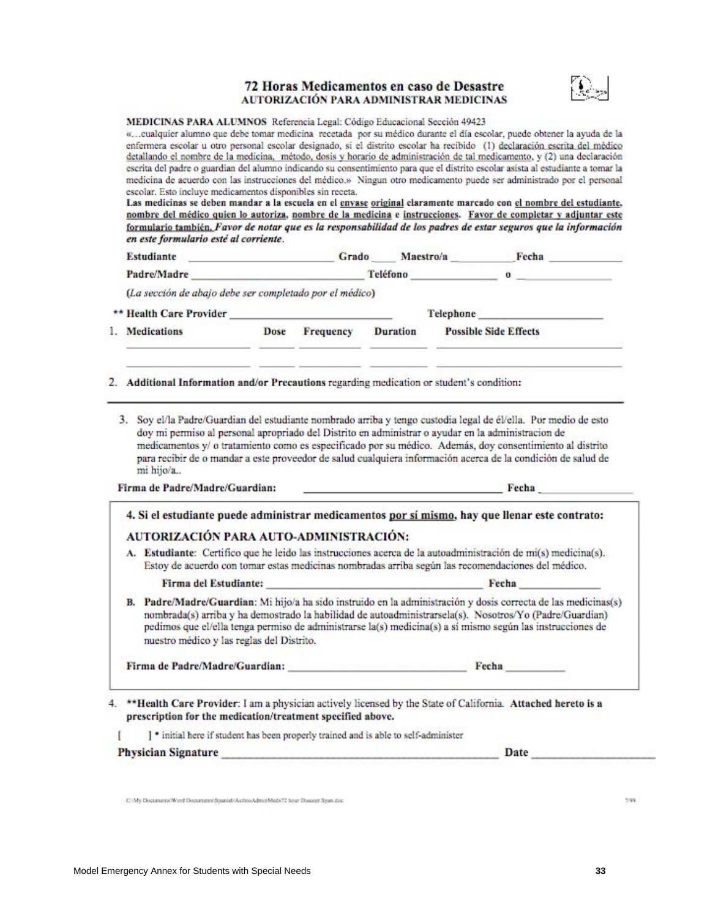# 72 Horas Medicamentos en caso de Desastre

## AUTORIZACIÓN PARA ADMINISTRAR MEDICINAS

**MEDICINAS PARA ALUMNOS** Referencia Legal: Código Educacional Sección 49423

«...cualquier alumno que debe tomar medicina recetada por su médico durante el día escolar, puede obtener la ayuda de la enfermera escolar u otro personal escolar designado, si el distrito escolar ha recibido (1) declaración escrita del médico detallando el nombre de la medicina, método, dosis y horario de administración de tal medicamento, y (2) una declaración escrita del padre o guardian del alumno indicando su consentimiento para que el distrito escolar asista al estudiante a tomar la medicina de acuerdo con las instrucciones del médico.» Ningun otro medicamento puede ser administrado por el personal escolar. Esto incluye medicamentos disponibles sin receta.

**Las medicinas se deben mandar a la escuela en el envase original claramente marcado con el nombre del estudiante, nombre del médico quien lo autoriza, nombre de la medicina e instrucciones. Favor de completar y adjuntar este formulario también.** ***Favor de notar que es la responsabilidad de los padres de estar seguros que la información en este formulario esté al corriente.***

**Estudiante** ____________________ **Grado** ____ **Maestro/a** __________ **Fecha** __________

**Padre/Madre** ____________________ **Teléfono** __________ **o** __________

*(La sección de abajo debe ser completado por el médico)*

**** Health Care Provider** ____________________ **Telephone** ____________________

| 1. **Medications** | **Dose** | **Frequency** | **Duration** | **Possible Side Effects** |
|---|---|---|---|---|
| | | | | |
| | | | | |

2. **Additional Information and/or Precautions** regarding medication or student's condition:

______________________________________________________________________

3. Soy el/la Padre/Guardian del estudiante nombrado arriba y tengo custodia legal de él/ella. Por medio de esto doy mi permiso al personal apropriado del Distrito en administrar o ayudar en la administracion de medicamentos y/ o tratamiento como es especificado por su médico. Además, doy consentimiento al distrito para recibir de o mandar a este proveedor de salud cualquiera información acerca de la condición de salud de mi hijo/a..

**Firma de Padre/Madre/Guardian:** ______________________________ **Fecha** __________

**4. Si el estudiante puede administrar medicamentos por sí mismo, hay que llenar este contrato:**

**AUTORIZACIÓN PARA AUTO-ADMINISTRACIÓN:**

A. **Estudiante**: Certifico que he leido las instrucciones acerca de la autoadministración de mi(s) medicina(s). Estoy de acuerdo con tomar estas medicinas nombradas arriba según las recomendaciones del médico.

**Firma del Estudiante:** ______________________________ **Fecha** __________

B. **Padre/Madre/Guardian**: Mi hijo/a ha sido instruido en la administración y dosis correcta de las medicinas(s) nombrada(s) arriba y ha demostrado la habilidad de autoadministrarsela(s). Nosotros/Yo (Padre/Guardian) pedimos que el/ella tenga permiso de administrarse la(s) medicina(s) a sí mismo según las instrucciones de nuestro médico y las reglas del Distrito.

**Firma de Padre/Madre/Guardian:** ______________________________ **Fecha** __________

4. ****Health Care Provider**: I am a physician actively licensed by the State of California. **Attached hereto is a prescription for the medication/treatment specified above.**

[ ] * initial here if student has been properly trained and is able to self-administer

**Physician Signature** ______________________________ **Date** __________

C:\My Documents\Word Documents\Spanish\AuthorAdmin\Meds72 hour Disaster Span.doc

7/99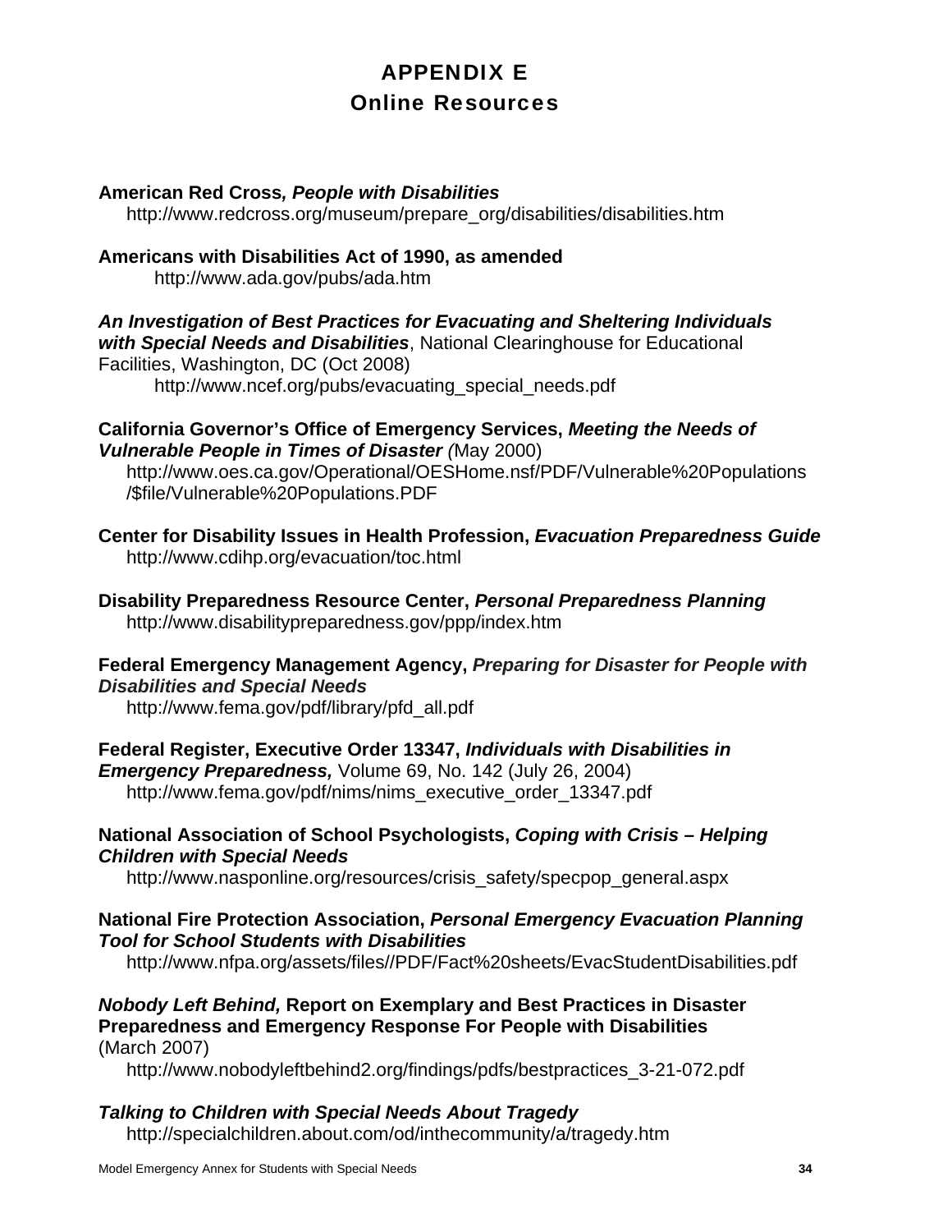# APPENDIX E
## Online Resources

**American Red Cross*, People with Disabilities***
http://www.redcross.org/museum/prepare_org/disabilities/disabilities.htm

**Americans with Disabilities Act of 1990, as amended**
http://www.ada.gov/pubs/ada.htm

***An Investigation of Best Practices for Evacuating and Sheltering Individuals with Special Needs and Disabilities***, National Clearinghouse for Educational Facilities, Washington, DC (Oct 2008)
http://www.ncef.org/pubs/evacuating_special_needs.pdf

**California Governor's Office of Emergency Services, *Meeting the Needs of Vulnerable People in Times of Disaster (***May 2000)
http://www.oes.ca.gov/Operational/OESHome.nsf/PDF/Vulnerable%20Populations/$file/Vulnerable%20Populations.PDF

**Center for Disability Issues in Health Profession, *Evacuation Preparedness Guide***
http://www.cdihp.org/evacuation/toc.html

**Disability Preparedness Resource Center, *Personal Preparedness Planning***
http://www.disabilitypreparedness.gov/ppp/index.htm

**Federal Emergency Management Agency, *Preparing for Disaster for People with Disabilities and Special Needs***
http://www.fema.gov/pdf/library/pfd_all.pdf

**Federal Register, Executive Order 13347, *Individuals with Disabilities in Emergency Preparedness,*** Volume 69, No. 142 (July 26, 2004)
http://www.fema.gov/pdf/nims/nims_executive_order_13347.pdf

**National Association of School Psychologists, *Coping with Crisis – Helping Children with Special Needs***
http://www.nasponline.org/resources/crisis_safety/specpop_general.aspx

**National Fire Protection Association, *Personal Emergency Evacuation Planning Tool for School Students with Disabilities***
http://www.nfpa.org/assets/files//PDF/Fact%20sheets/EvacStudentDisabilities.pdf

***Nobody Left Behind,* Report on Exemplary and Best Practices in Disaster Preparedness and Emergency Response For People with Disabilities** (March 2007)
http://www.nobodyleftbehind2.org/findings/pdfs/bestpractices_3-21-072.pdf

***Talking to Children with Special Needs About Tragedy***
http://specialchildren.about.com/od/inthecommunity/a/tragedy.htm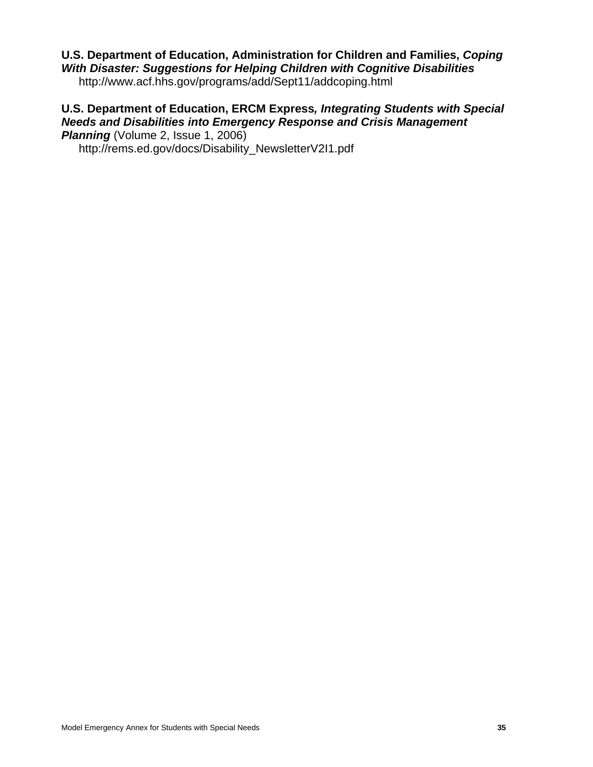**U.S. Department of Education, Administration for Children and Families, *Coping With Disaster: Suggestions for Helping Children with Cognitive Disabilities***

http://www.acf.hhs.gov/programs/add/Sept11/addcoping.html

**U.S. Department of Education, ERCM Express*, Integrating Students with Special Needs and Disabilities into Emergency Response and Crisis Management Planning*** (Volume 2, Issue 1, 2006)

http://rems.ed.gov/docs/Disability_NewsletterV2I1.pdf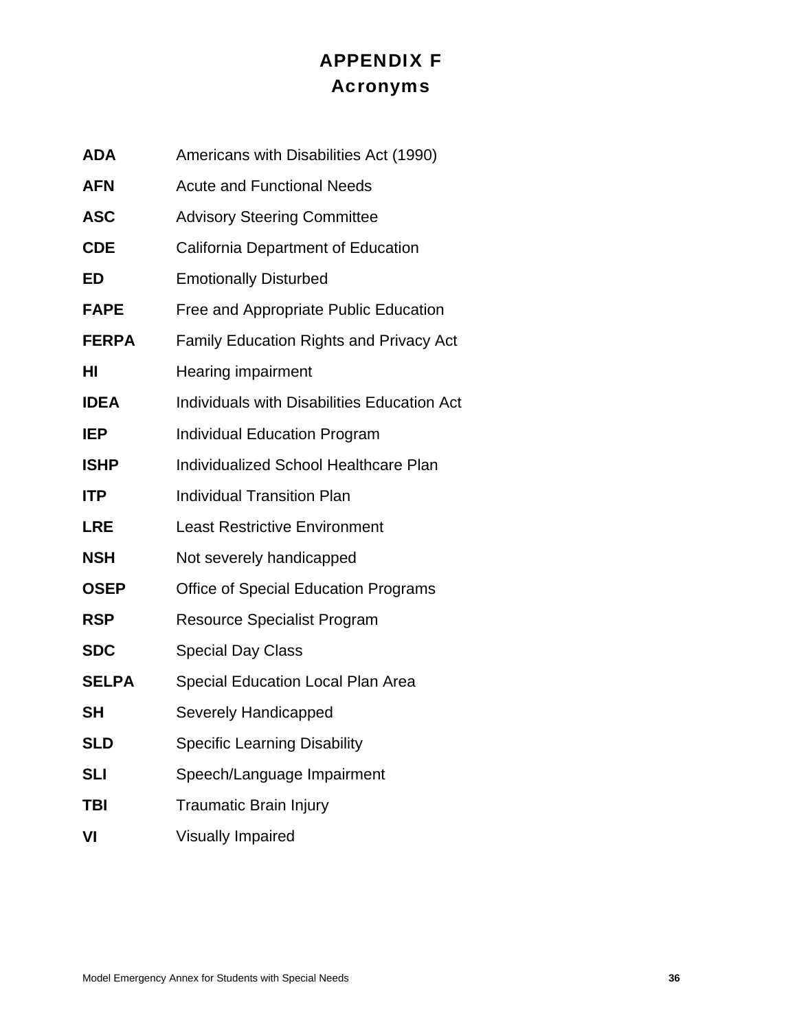# APPENDIX F
## Acronyms

| | |
|---|---|
| **ADA** | Americans with Disabilities Act (1990) |
| **AFN** | Acute and Functional Needs |
| **ASC** | Advisory Steering Committee |
| **CDE** | California Department of Education |
| **ED** | Emotionally Disturbed |
| **FAPE** | Free and Appropriate Public Education |
| **FERPA** | Family Education Rights and Privacy Act |
| **HI** | Hearing impairment |
| **IDEA** | Individuals with Disabilities Education Act |
| **IEP** | Individual Education Program |
| **ISHP** | Individualized School Healthcare Plan |
| **ITP** | Individual Transition Plan |
| **LRE** | Least Restrictive Environment |
| **NSH** | Not severely handicapped |
| **OSEP** | Office of Special Education Programs |
| **RSP** | Resource Specialist Program |
| **SDC** | Special Day Class |
| **SELPA** | Special Education Local Plan Area |
| **SH** | Severely Handicapped |
| **SLD** | Specific Learning Disability |
| **SLI** | Speech/Language Impairment |
| **TBI** | Traumatic Brain Injury |
| **VI** | Visually Impaired |